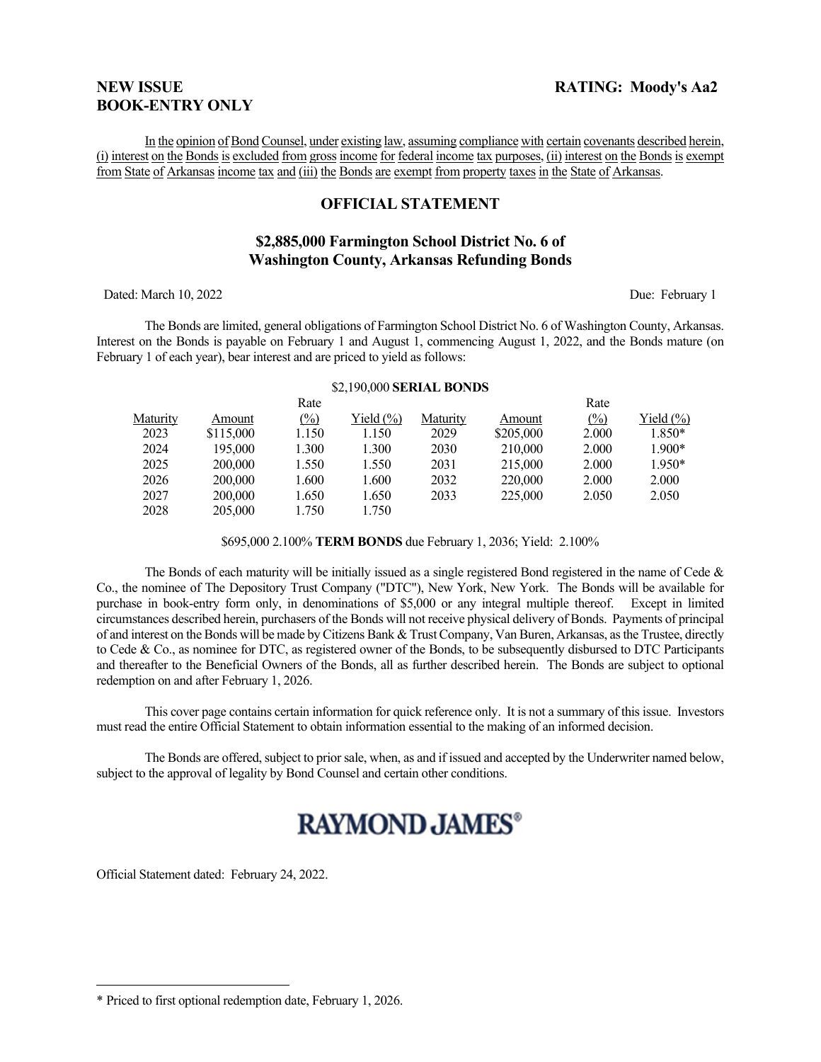**NEW ISSUE**
**BOOK-ENTRY ONLY**

**RATING: Moody's Aa2**

In the opinion of Bond Counsel, under existing law, assuming compliance with certain covenants described herein, (i) interest on the Bonds is excluded from gross income for federal income tax purposes, (ii) interest on the Bonds is exempt from State of Arkansas income tax and (iii) the Bonds are exempt from property taxes in the State of Arkansas.

## OFFICIAL STATEMENT

### $2,885,000 Farmington School District No. 6 of Washington County, Arkansas Refunding Bonds

Dated: March 10, 2022

Due: February 1

The Bonds are limited, general obligations of Farmington School District No. 6 of Washington County, Arkansas. Interest on the Bonds is payable on February 1 and August 1, commencing August 1, 2022, and the Bonds mature (on February 1 of each year), bear interest and are priced to yield as follows:

$2,190,000 **SERIAL BONDS**

| Maturity | Amount | Rate (%) | Yield (%) | Maturity | Amount | Rate (%) | Yield (%) |
|---|---|---|---|---|---|---|---|
| 2023 | $115,000 | 1.150 | 1.150 | 2029 | $205,000 | 2.000 | 1.850* |
| 2024 | 195,000 | 1.300 | 1.300 | 2030 | 210,000 | 2.000 | 1.900* |
| 2025 | 200,000 | 1.550 | 1.550 | 2031 | 215,000 | 2.000 | 1.950* |
| 2026 | 200,000 | 1.600 | 1.600 | 2032 | 220,000 | 2.000 | 2.000 |
| 2027 | 200,000 | 1.650 | 1.650 | 2033 | 225,000 | 2.050 | 2.050 |
| 2028 | 205,000 | 1.750 | 1.750 | | | | |

$695,000 2.100% **TERM BONDS** due February 1, 2036; Yield: 2.100%

The Bonds of each maturity will be initially issued as a single registered Bond registered in the name of Cede & Co., the nominee of The Depository Trust Company ("DTC"), New York, New York. The Bonds will be available for purchase in book-entry form only, in denominations of $5,000 or any integral multiple thereof. Except in limited circumstances described herein, purchasers of the Bonds will not receive physical delivery of Bonds. Payments of principal of and interest on the Bonds will be made by Citizens Bank & Trust Company, Van Buren, Arkansas, as the Trustee, directly to Cede & Co., as nominee for DTC, as registered owner of the Bonds, to be subsequently disbursed to DTC Participants and thereafter to the Beneficial Owners of the Bonds, all as further described herein. The Bonds are subject to optional redemption on and after February 1, 2026.

This cover page contains certain information for quick reference only. It is not a summary of this issue. Investors must read the entire Official Statement to obtain information essential to the making of an informed decision.

The Bonds are offered, subject to prior sale, when, as and if issued and accepted by the Underwriter named below, subject to the approval of legality by Bond Counsel and certain other conditions.

**RAYMOND JAMES®**

Official Statement dated: February 24, 2022.

---

* Priced to first optional redemption date, February 1, 2026.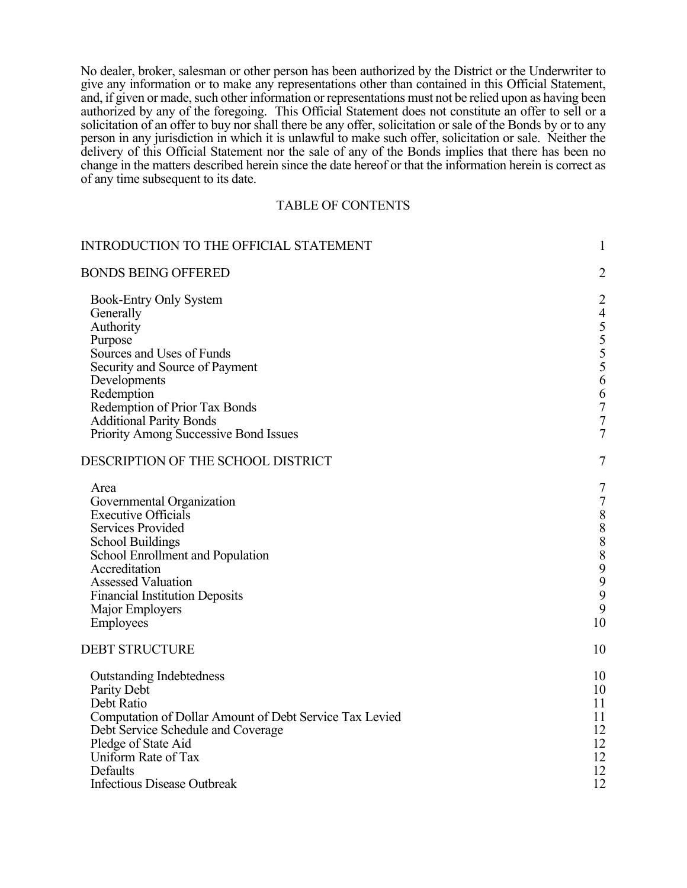No dealer, broker, salesman or other person has been authorized by the District or the Underwriter to give any information or to make any representations other than contained in this Official Statement, and, if given or made, such other information or representations must not be relied upon as having been authorized by any of the foregoing. This Official Statement does not constitute an offer to sell or a solicitation of an offer to buy nor shall there be any offer, solicitation or sale of the Bonds by or to any person in any jurisdiction in which it is unlawful to make such offer, solicitation or sale. Neither the delivery of this Official Statement nor the sale of any of the Bonds implies that there has been no change in the matters described herein since the date hereof or that the information herein is correct as of any time subsequent to its date.

## TABLE OF CONTENTS

| | |
|---|---|
| INTRODUCTION TO THE OFFICIAL STATEMENT | 1 |
| BONDS BEING OFFERED | 2 |
| Book-Entry Only System | 2 |
| Generally | 4 |
| Authority | 5 |
| Purpose | 5 |
| Sources and Uses of Funds | 5 |
| Security and Source of Payment | 5 |
| Developments | 6 |
| Redemption | 6 |
| Redemption of Prior Tax Bonds | 7 |
| Additional Parity Bonds | 7 |
| Priority Among Successive Bond Issues | 7 |
| DESCRIPTION OF THE SCHOOL DISTRICT | 7 |
| Area | 7 |
| Governmental Organization | 7 |
| Executive Officials | 8 |
| Services Provided | 8 |
| School Buildings | 8 |
| School Enrollment and Population | 8 |
| Accreditation | 9 |
| Assessed Valuation | 9 |
| Financial Institution Deposits | 9 |
| Major Employers | 9 |
| Employees | 10 |
| DEBT STRUCTURE | 10 |
| Outstanding Indebtedness | 10 |
| Parity Debt | 10 |
| Debt Ratio | 11 |
| Computation of Dollar Amount of Debt Service Tax Levied | 11 |
| Debt Service Schedule and Coverage | 12 |
| Pledge of State Aid | 12 |
| Uniform Rate of Tax | 12 |
| Defaults | 12 |
| Infectious Disease Outbreak | 12 |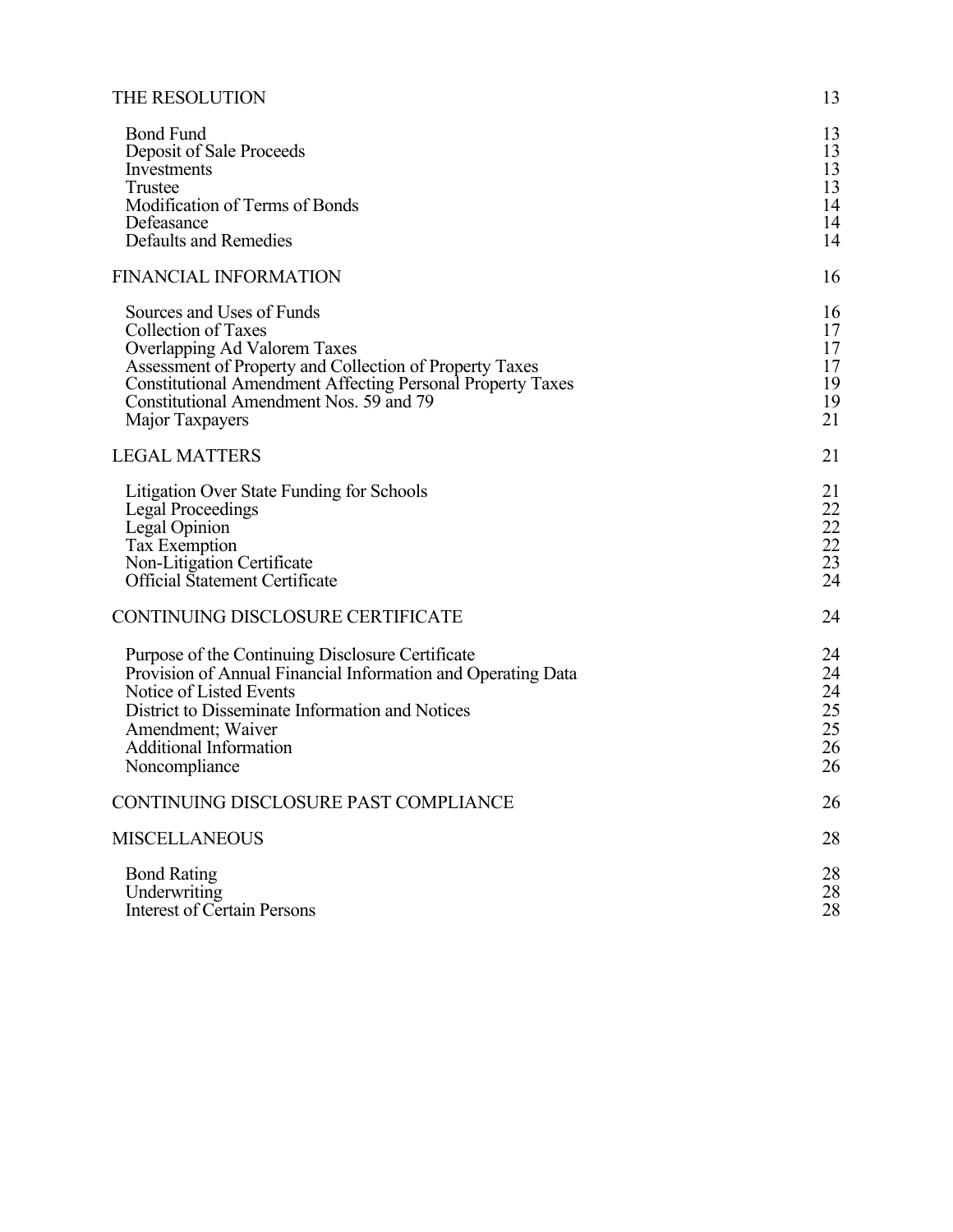| | |
|---|---|
| THE RESOLUTION | 13 |
| Bond Fund | 13 |
| Deposit of Sale Proceeds | 13 |
| Investments | 13 |
| Trustee | 13 |
| Modification of Terms of Bonds | 14 |
| Defeasance | 14 |
| Defaults and Remedies | 14 |
| FINANCIAL INFORMATION | 16 |
| Sources and Uses of Funds | 16 |
| Collection of Taxes | 17 |
| Overlapping Ad Valorem Taxes | 17 |
| Assessment of Property and Collection of Property Taxes | 17 |
| Constitutional Amendment Affecting Personal Property Taxes | 19 |
| Constitutional Amendment Nos. 59 and 79 | 19 |
| Major Taxpayers | 21 |
| LEGAL MATTERS | 21 |
| Litigation Over State Funding for Schools | 21 |
| Legal Proceedings | 22 |
| Legal Opinion | 22 |
| Tax Exemption | 22 |
| Non-Litigation Certificate | 23 |
| Official Statement Certificate | 24 |
| CONTINUING DISCLOSURE CERTIFICATE | 24 |
| Purpose of the Continuing Disclosure Certificate | 24 |
| Provision of Annual Financial Information and Operating Data | 24 |
| Notice of Listed Events | 24 |
| District to Disseminate Information and Notices | 25 |
| Amendment; Waiver | 25 |
| Additional Information | 26 |
| Noncompliance | 26 |
| CONTINUING DISCLOSURE PAST COMPLIANCE | 26 |
| MISCELLANEOUS | 28 |
| Bond Rating | 28 |
| Underwriting | 28 |
| Interest of Certain Persons | 28 |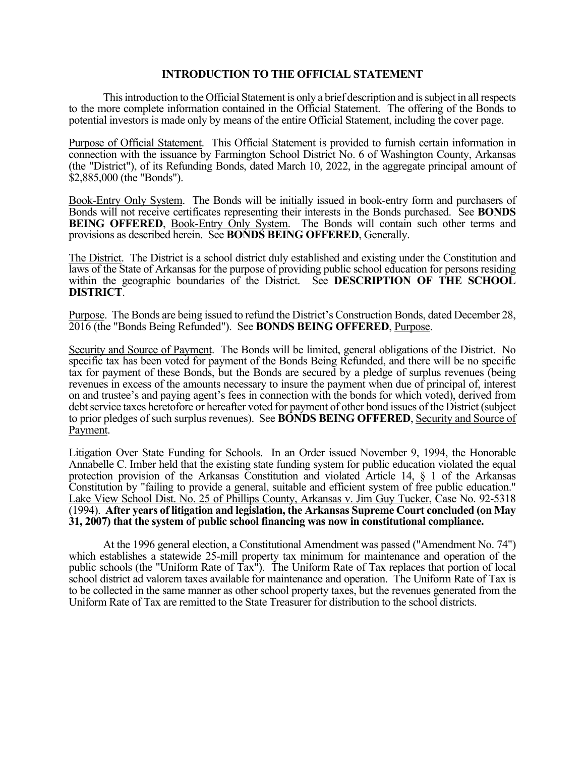## INTRODUCTION TO THE OFFICIAL STATEMENT

This introduction to the Official Statement is only a brief description and is subject in all respects to the more complete information contained in the Official Statement. The offering of the Bonds to potential investors is made only by means of the entire Official Statement, including the cover page.

Purpose of Official Statement. This Official Statement is provided to furnish certain information in connection with the issuance by Farmington School District No. 6 of Washington County, Arkansas (the "District"), of its Refunding Bonds, dated March 10, 2022, in the aggregate principal amount of $2,885,000 (the "Bonds").

Book-Entry Only System. The Bonds will be initially issued in book-entry form and purchasers of Bonds will not receive certificates representing their interests in the Bonds purchased. See **BONDS BEING OFFERED**, Book-Entry Only System. The Bonds will contain such other terms and provisions as described herein. See **BONDS BEING OFFERED**, Generally.

The District. The District is a school district duly established and existing under the Constitution and laws of the State of Arkansas for the purpose of providing public school education for persons residing within the geographic boundaries of the District. See **DESCRIPTION OF THE SCHOOL DISTRICT**.

Purpose. The Bonds are being issued to refund the District's Construction Bonds, dated December 28, 2016 (the "Bonds Being Refunded"). See **BONDS BEING OFFERED**, Purpose.

Security and Source of Payment. The Bonds will be limited, general obligations of the District. No specific tax has been voted for payment of the Bonds Being Refunded, and there will be no specific tax for payment of these Bonds, but the Bonds are secured by a pledge of surplus revenues (being revenues in excess of the amounts necessary to insure the payment when due of principal of, interest on and trustee's and paying agent's fees in connection with the bonds for which voted), derived from debt service taxes heretofore or hereafter voted for payment of other bond issues of the District (subject to prior pledges of such surplus revenues). See **BONDS BEING OFFERED**, Security and Source of Payment.

Litigation Over State Funding for Schools. In an Order issued November 9, 1994, the Honorable Annabelle C. Imber held that the existing state funding system for public education violated the equal protection provision of the Arkansas Constitution and violated Article 14, § 1 of the Arkansas Constitution by "failing to provide a general, suitable and efficient system of free public education." Lake View School Dist. No. 25 of Phillips County, Arkansas v. Jim Guy Tucker, Case No. 92-5318 (1994). **After years of litigation and legislation, the Arkansas Supreme Court concluded (on May 31, 2007) that the system of public school financing was now in constitutional compliance.**

At the 1996 general election, a Constitutional Amendment was passed ("Amendment No. 74") which establishes a statewide 25-mill property tax minimum for maintenance and operation of the public schools (the "Uniform Rate of Tax"). The Uniform Rate of Tax replaces that portion of local school district ad valorem taxes available for maintenance and operation. The Uniform Rate of Tax is to be collected in the same manner as other school property taxes, but the revenues generated from the Uniform Rate of Tax are remitted to the State Treasurer for distribution to the school districts.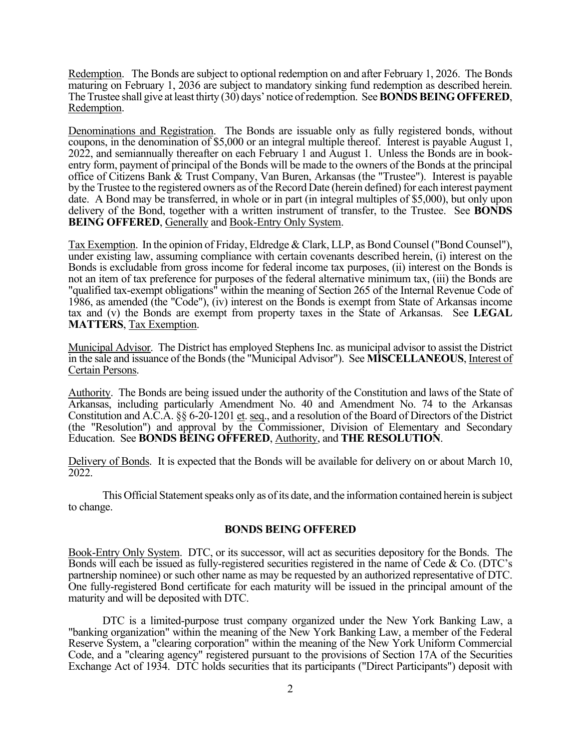Redemption. The Bonds are subject to optional redemption on and after February 1, 2026. The Bonds maturing on February 1, 2036 are subject to mandatory sinking fund redemption as described herein. The Trustee shall give at least thirty (30) days' notice of redemption. See **BONDS BEING OFFERED**, Redemption.

Denominations and Registration. The Bonds are issuable only as fully registered bonds, without coupons, in the denomination of $5,000 or an integral multiple thereof. Interest is payable August 1, 2022, and semiannually thereafter on each February 1 and August 1. Unless the Bonds are in book-entry form, payment of principal of the Bonds will be made to the owners of the Bonds at the principal office of Citizens Bank & Trust Company, Van Buren, Arkansas (the "Trustee"). Interest is payable by the Trustee to the registered owners as of the Record Date (herein defined) for each interest payment date. A Bond may be transferred, in whole or in part (in integral multiples of $5,000), but only upon delivery of the Bond, together with a written instrument of transfer, to the Trustee. See **BONDS BEING OFFERED**, Generally and Book-Entry Only System.

Tax Exemption. In the opinion of Friday, Eldredge & Clark, LLP, as Bond Counsel ("Bond Counsel"), under existing law, assuming compliance with certain covenants described herein, (i) interest on the Bonds is excludable from gross income for federal income tax purposes, (ii) interest on the Bonds is not an item of tax preference for purposes of the federal alternative minimum tax, (iii) the Bonds are "qualified tax-exempt obligations" within the meaning of Section 265 of the Internal Revenue Code of 1986, as amended (the "Code"), (iv) interest on the Bonds is exempt from State of Arkansas income tax and (v) the Bonds are exempt from property taxes in the State of Arkansas. See **LEGAL MATTERS**, Tax Exemption.

Municipal Advisor. The District has employed Stephens Inc. as municipal advisor to assist the District in the sale and issuance of the Bonds (the "Municipal Advisor"). See **MISCELLANEOUS**, Interest of Certain Persons.

Authority. The Bonds are being issued under the authority of the Constitution and laws of the State of Arkansas, including particularly Amendment No. 40 and Amendment No. 74 to the Arkansas Constitution and A.C.A. §§ 6-20-1201 et. seq., and a resolution of the Board of Directors of the District (the "Resolution") and approval by the Commissioner, Division of Elementary and Secondary Education. See **BONDS BEING OFFERED**, Authority, and **THE RESOLUTION**.

Delivery of Bonds. It is expected that the Bonds will be available for delivery on or about March 10, 2022.

This Official Statement speaks only as of its date, and the information contained herein is subject to change.

## BONDS BEING OFFERED

Book-Entry Only System. DTC, or its successor, will act as securities depository for the Bonds. The Bonds will each be issued as fully-registered securities registered in the name of Cede & Co. (DTC's partnership nominee) or such other name as may be requested by an authorized representative of DTC. One fully-registered Bond certificate for each maturity will be issued in the principal amount of the maturity and will be deposited with DTC.

DTC is a limited-purpose trust company organized under the New York Banking Law, a "banking organization" within the meaning of the New York Banking Law, a member of the Federal Reserve System, a "clearing corporation" within the meaning of the New York Uniform Commercial Code, and a "clearing agency" registered pursuant to the provisions of Section 17A of the Securities Exchange Act of 1934. DTC holds securities that its participants ("Direct Participants") deposit with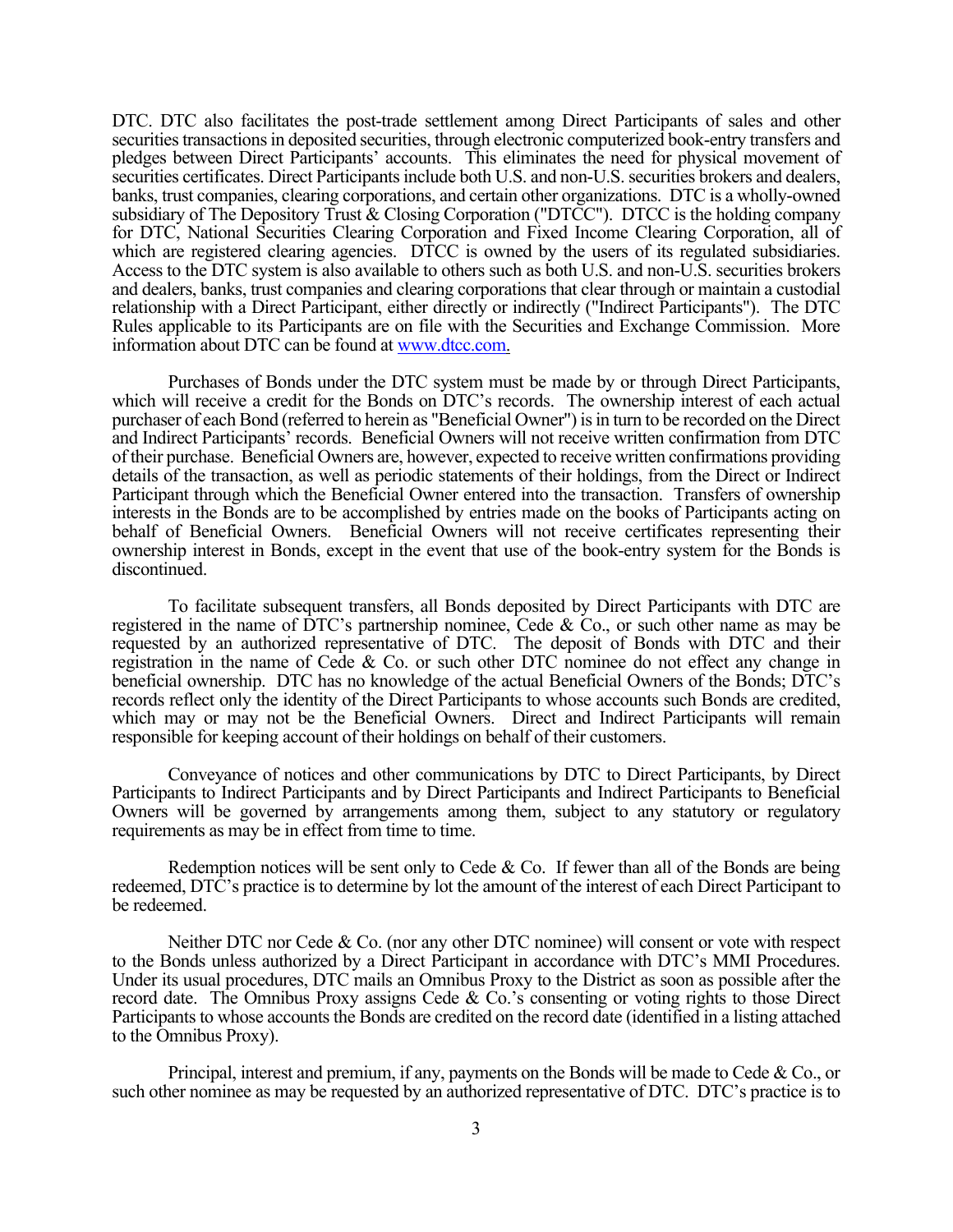DTC. DTC also facilitates the post-trade settlement among Direct Participants of sales and other securities transactions in deposited securities, through electronic computerized book-entry transfers and pledges between Direct Participants' accounts. This eliminates the need for physical movement of securities certificates. Direct Participants include both U.S. and non-U.S. securities brokers and dealers, banks, trust companies, clearing corporations, and certain other organizations. DTC is a wholly-owned subsidiary of The Depository Trust & Closing Corporation ("DTCC"). DTCC is the holding company for DTC, National Securities Clearing Corporation and Fixed Income Clearing Corporation, all of which are registered clearing agencies. DTCC is owned by the users of its regulated subsidiaries. Access to the DTC system is also available to others such as both U.S. and non-U.S. securities brokers and dealers, banks, trust companies and clearing corporations that clear through or maintain a custodial relationship with a Direct Participant, either directly or indirectly ("Indirect Participants"). The DTC Rules applicable to its Participants are on file with the Securities and Exchange Commission. More information about DTC can be found at www.dtcc.com.

Purchases of Bonds under the DTC system must be made by or through Direct Participants, which will receive a credit for the Bonds on DTC's records. The ownership interest of each actual purchaser of each Bond (referred to herein as "Beneficial Owner") is in turn to be recorded on the Direct and Indirect Participants' records. Beneficial Owners will not receive written confirmation from DTC of their purchase. Beneficial Owners are, however, expected to receive written confirmations providing details of the transaction, as well as periodic statements of their holdings, from the Direct or Indirect Participant through which the Beneficial Owner entered into the transaction. Transfers of ownership interests in the Bonds are to be accomplished by entries made on the books of Participants acting on behalf of Beneficial Owners. Beneficial Owners will not receive certificates representing their ownership interest in Bonds, except in the event that use of the book-entry system for the Bonds is discontinued.

To facilitate subsequent transfers, all Bonds deposited by Direct Participants with DTC are registered in the name of DTC's partnership nominee, Cede & Co., or such other name as may be requested by an authorized representative of DTC. The deposit of Bonds with DTC and their registration in the name of Cede & Co. or such other DTC nominee do not effect any change in beneficial ownership. DTC has no knowledge of the actual Beneficial Owners of the Bonds; DTC's records reflect only the identity of the Direct Participants to whose accounts such Bonds are credited, which may or may not be the Beneficial Owners. Direct and Indirect Participants will remain responsible for keeping account of their holdings on behalf of their customers.

Conveyance of notices and other communications by DTC to Direct Participants, by Direct Participants to Indirect Participants and by Direct Participants and Indirect Participants to Beneficial Owners will be governed by arrangements among them, subject to any statutory or regulatory requirements as may be in effect from time to time.

Redemption notices will be sent only to Cede & Co. If fewer than all of the Bonds are being redeemed, DTC's practice is to determine by lot the amount of the interest of each Direct Participant to be redeemed.

Neither DTC nor Cede & Co. (nor any other DTC nominee) will consent or vote with respect to the Bonds unless authorized by a Direct Participant in accordance with DTC's MMI Procedures. Under its usual procedures, DTC mails an Omnibus Proxy to the District as soon as possible after the record date. The Omnibus Proxy assigns Cede & Co.'s consenting or voting rights to those Direct Participants to whose accounts the Bonds are credited on the record date (identified in a listing attached to the Omnibus Proxy).

Principal, interest and premium, if any, payments on the Bonds will be made to Cede & Co., or such other nominee as may be requested by an authorized representative of DTC. DTC's practice is to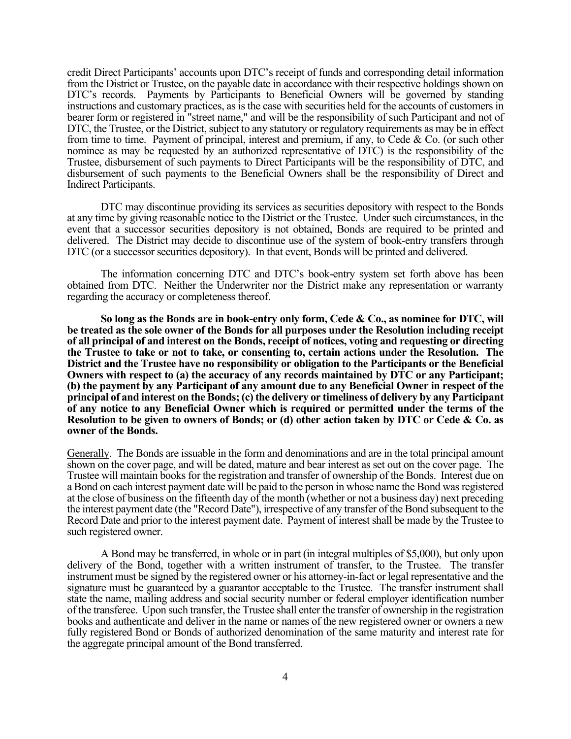credit Direct Participants' accounts upon DTC's receipt of funds and corresponding detail information from the District or Trustee, on the payable date in accordance with their respective holdings shown on DTC's records. Payments by Participants to Beneficial Owners will be governed by standing instructions and customary practices, as is the case with securities held for the accounts of customers in bearer form or registered in "street name," and will be the responsibility of such Participant and not of DTC, the Trustee, or the District, subject to any statutory or regulatory requirements as may be in effect from time to time. Payment of principal, interest and premium, if any, to Cede & Co. (or such other nominee as may be requested by an authorized representative of DTC) is the responsibility of the Trustee, disbursement of such payments to Direct Participants will be the responsibility of DTC, and disbursement of such payments to the Beneficial Owners shall be the responsibility of Direct and Indirect Participants.

DTC may discontinue providing its services as securities depository with respect to the Bonds at any time by giving reasonable notice to the District or the Trustee. Under such circumstances, in the event that a successor securities depository is not obtained, Bonds are required to be printed and delivered. The District may decide to discontinue use of the system of book-entry transfers through DTC (or a successor securities depository). In that event, Bonds will be printed and delivered.

The information concerning DTC and DTC's book-entry system set forth above has been obtained from DTC. Neither the Underwriter nor the District make any representation or warranty regarding the accuracy or completeness thereof.

**So long as the Bonds are in book-entry only form, Cede & Co., as nominee for DTC, will be treated as the sole owner of the Bonds for all purposes under the Resolution including receipt of all principal of and interest on the Bonds, receipt of notices, voting and requesting or directing the Trustee to take or not to take, or consenting to, certain actions under the Resolution. The District and the Trustee have no responsibility or obligation to the Participants or the Beneficial Owners with respect to (a) the accuracy of any records maintained by DTC or any Participant; (b) the payment by any Participant of any amount due to any Beneficial Owner in respect of the principal of and interest on the Bonds; (c) the delivery or timeliness of delivery by any Participant of any notice to any Beneficial Owner which is required or permitted under the terms of the Resolution to be given to owners of Bonds; or (d) other action taken by DTC or Cede & Co. as owner of the Bonds.**

Generally. The Bonds are issuable in the form and denominations and are in the total principal amount shown on the cover page, and will be dated, mature and bear interest as set out on the cover page. The Trustee will maintain books for the registration and transfer of ownership of the Bonds. Interest due on a Bond on each interest payment date will be paid to the person in whose name the Bond was registered at the close of business on the fifteenth day of the month (whether or not a business day) next preceding the interest payment date (the "Record Date"), irrespective of any transfer of the Bond subsequent to the Record Date and prior to the interest payment date. Payment of interest shall be made by the Trustee to such registered owner.

A Bond may be transferred, in whole or in part (in integral multiples of $5,000), but only upon delivery of the Bond, together with a written instrument of transfer, to the Trustee. The transfer instrument must be signed by the registered owner or his attorney-in-fact or legal representative and the signature must be guaranteed by a guarantor acceptable to the Trustee. The transfer instrument shall state the name, mailing address and social security number or federal employer identification number of the transferee. Upon such transfer, the Trustee shall enter the transfer of ownership in the registration books and authenticate and deliver in the name or names of the new registered owner or owners a new fully registered Bond or Bonds of authorized denomination of the same maturity and interest rate for the aggregate principal amount of the Bond transferred.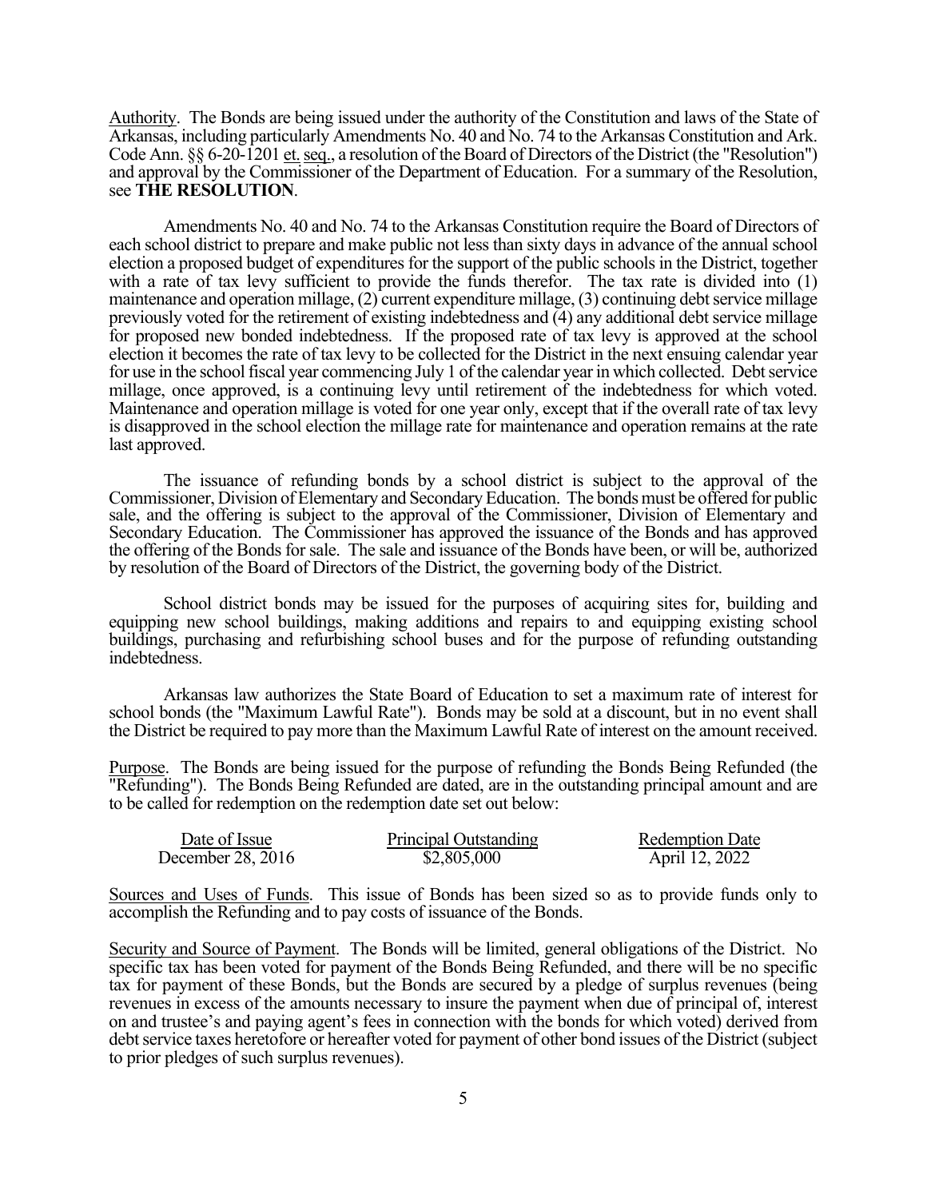Authority. The Bonds are being issued under the authority of the Constitution and laws of the State of Arkansas, including particularly Amendments No. 40 and No. 74 to the Arkansas Constitution and Ark. Code Ann. §§ 6-20-1201 et. seq., a resolution of the Board of Directors of the District (the "Resolution") and approval by the Commissioner of the Department of Education. For a summary of the Resolution, see **THE RESOLUTION**.

Amendments No. 40 and No. 74 to the Arkansas Constitution require the Board of Directors of each school district to prepare and make public not less than sixty days in advance of the annual school election a proposed budget of expenditures for the support of the public schools in the District, together with a rate of tax levy sufficient to provide the funds therefor. The tax rate is divided into (1) maintenance and operation millage, (2) current expenditure millage, (3) continuing debt service millage previously voted for the retirement of existing indebtedness and (4) any additional debt service millage for proposed new bonded indebtedness. If the proposed rate of tax levy is approved at the school election it becomes the rate of tax levy to be collected for the District in the next ensuing calendar year for use in the school fiscal year commencing July 1 of the calendar year in which collected. Debt service millage, once approved, is a continuing levy until retirement of the indebtedness for which voted. Maintenance and operation millage is voted for one year only, except that if the overall rate of tax levy is disapproved in the school election the millage rate for maintenance and operation remains at the rate last approved.

The issuance of refunding bonds by a school district is subject to the approval of the Commissioner, Division of Elementary and Secondary Education. The bonds must be offered for public sale, and the offering is subject to the approval of the Commissioner, Division of Elementary and Secondary Education. The Commissioner has approved the issuance of the Bonds and has approved the offering of the Bonds for sale. The sale and issuance of the Bonds have been, or will be, authorized by resolution of the Board of Directors of the District, the governing body of the District.

School district bonds may be issued for the purposes of acquiring sites for, building and equipping new school buildings, making additions and repairs to and equipping existing school buildings, purchasing and refurbishing school buses and for the purpose of refunding outstanding indebtedness.

Arkansas law authorizes the State Board of Education to set a maximum rate of interest for school bonds (the "Maximum Lawful Rate"). Bonds may be sold at a discount, but in no event shall the District be required to pay more than the Maximum Lawful Rate of interest on the amount received.

Purpose. The Bonds are being issued for the purpose of refunding the Bonds Being Refunded (the "Refunding"). The Bonds Being Refunded are dated, are in the outstanding principal amount and are to be called for redemption on the redemption date set out below:

| Date of Issue | Principal Outstanding | Redemption Date |
|---|---|---|
| December 28, 2016 | $2,805,000 | April 12, 2022 |

Sources and Uses of Funds. This issue of Bonds has been sized so as to provide funds only to accomplish the Refunding and to pay costs of issuance of the Bonds.

Security and Source of Payment. The Bonds will be limited, general obligations of the District. No specific tax has been voted for payment of the Bonds Being Refunded, and there will be no specific tax for payment of these Bonds, but the Bonds are secured by a pledge of surplus revenues (being revenues in excess of the amounts necessary to insure the payment when due of principal of, interest on and trustee's and paying agent's fees in connection with the bonds for which voted) derived from debt service taxes heretofore or hereafter voted for payment of other bond issues of the District (subject to prior pledges of such surplus revenues).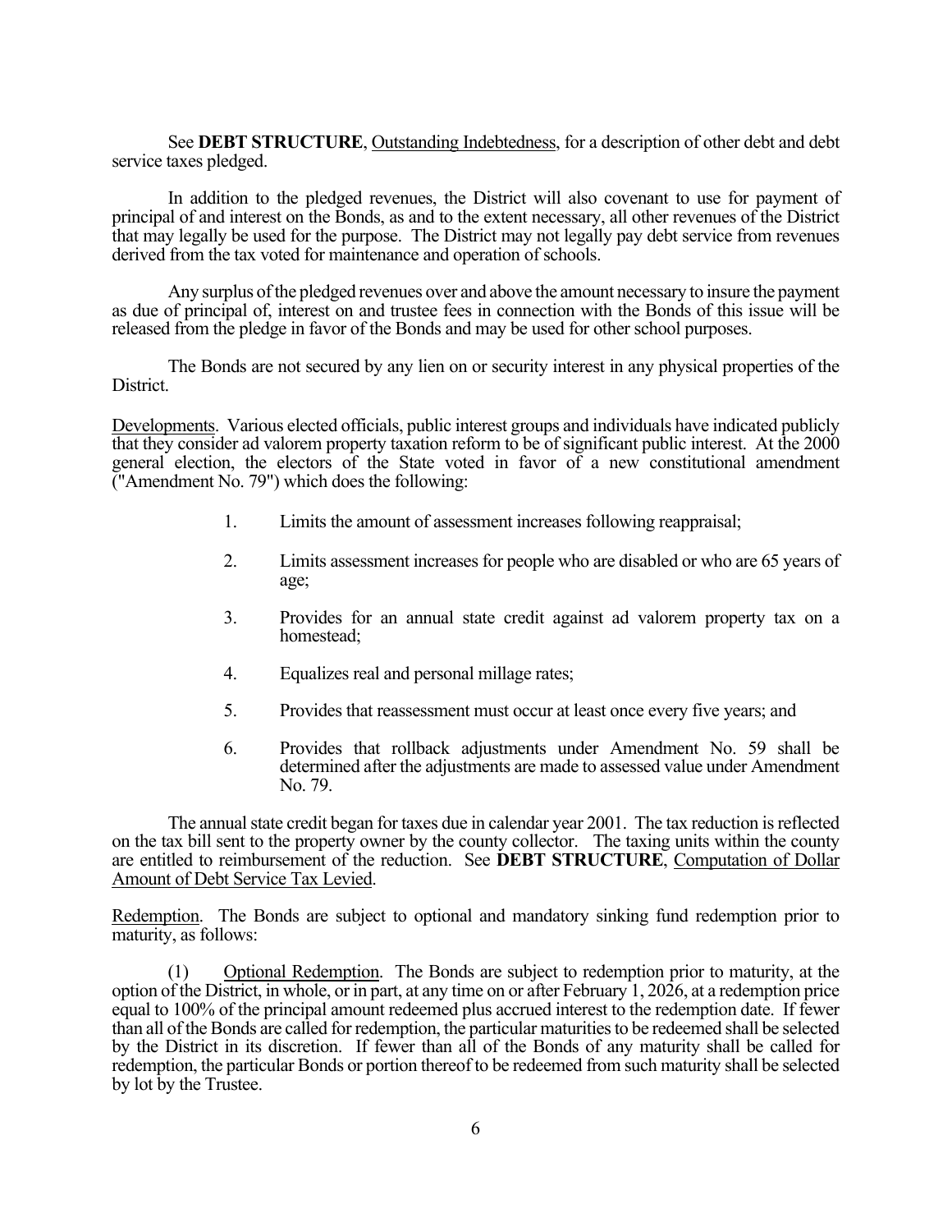See **DEBT STRUCTURE**, Outstanding Indebtedness, for a description of other debt and debt service taxes pledged.

In addition to the pledged revenues, the District will also covenant to use for payment of principal of and interest on the Bonds, as and to the extent necessary, all other revenues of the District that may legally be used for the purpose. The District may not legally pay debt service from revenues derived from the tax voted for maintenance and operation of schools.

Any surplus of the pledged revenues over and above the amount necessary to insure the payment as due of principal of, interest on and trustee fees in connection with the Bonds of this issue will be released from the pledge in favor of the Bonds and may be used for other school purposes.

The Bonds are not secured by any lien on or security interest in any physical properties of the District.

Developments. Various elected officials, public interest groups and individuals have indicated publicly that they consider ad valorem property taxation reform to be of significant public interest. At the 2000 general election, the electors of the State voted in favor of a new constitutional amendment ("Amendment No. 79") which does the following:

1. Limits the amount of assessment increases following reappraisal;
2. Limits assessment increases for people who are disabled or who are 65 years of age;
3. Provides for an annual state credit against ad valorem property tax on a homestead;
4. Equalizes real and personal millage rates;
5. Provides that reassessment must occur at least once every five years; and
6. Provides that rollback adjustments under Amendment No. 59 shall be determined after the adjustments are made to assessed value under Amendment No. 79.

The annual state credit began for taxes due in calendar year 2001. The tax reduction is reflected on the tax bill sent to the property owner by the county collector. The taxing units within the county are entitled to reimbursement of the reduction. See **DEBT STRUCTURE**, Computation of Dollar Amount of Debt Service Tax Levied.

Redemption. The Bonds are subject to optional and mandatory sinking fund redemption prior to maturity, as follows:

(1) Optional Redemption. The Bonds are subject to redemption prior to maturity, at the option of the District, in whole, or in part, at any time on or after February 1, 2026, at a redemption price equal to 100% of the principal amount redeemed plus accrued interest to the redemption date. If fewer than all of the Bonds are called for redemption, the particular maturities to be redeemed shall be selected by the District in its discretion. If fewer than all of the Bonds of any maturity shall be called for redemption, the particular Bonds or portion thereof to be redeemed from such maturity shall be selected by lot by the Trustee.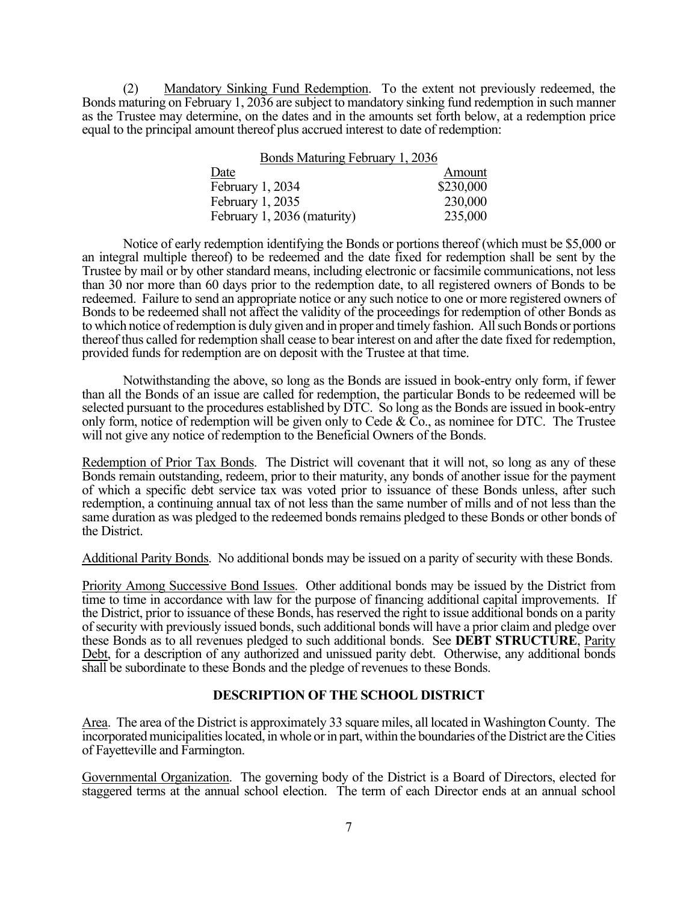(2) Mandatory Sinking Fund Redemption. To the extent not previously redeemed, the Bonds maturing on February 1, 2036 are subject to mandatory sinking fund redemption in such manner as the Trustee may determine, on the dates and in the amounts set forth below, at a redemption price equal to the principal amount thereof plus accrued interest to date of redemption:

| Bonds Maturing February 1, 2036 | |
|---|---|
| Date | Amount |
| February 1, 2034 | $230,000 |
| February 1, 2035 | 230,000 |
| February 1, 2036 (maturity) | 235,000 |

Notice of early redemption identifying the Bonds or portions thereof (which must be $5,000 or an integral multiple thereof) to be redeemed and the date fixed for redemption shall be sent by the Trustee by mail or by other standard means, including electronic or facsimile communications, not less than 30 nor more than 60 days prior to the redemption date, to all registered owners of Bonds to be redeemed. Failure to send an appropriate notice or any such notice to one or more registered owners of Bonds to be redeemed shall not affect the validity of the proceedings for redemption of other Bonds as to which notice of redemption is duly given and in proper and timely fashion. All such Bonds or portions thereof thus called for redemption shall cease to bear interest on and after the date fixed for redemption, provided funds for redemption are on deposit with the Trustee at that time.

Notwithstanding the above, so long as the Bonds are issued in book-entry only form, if fewer than all the Bonds of an issue are called for redemption, the particular Bonds to be redeemed will be selected pursuant to the procedures established by DTC. So long as the Bonds are issued in book-entry only form, notice of redemption will be given only to Cede & Co., as nominee for DTC. The Trustee will not give any notice of redemption to the Beneficial Owners of the Bonds.

Redemption of Prior Tax Bonds. The District will covenant that it will not, so long as any of these Bonds remain outstanding, redeem, prior to their maturity, any bonds of another issue for the payment of which a specific debt service tax was voted prior to issuance of these Bonds unless, after such redemption, a continuing annual tax of not less than the same number of mills and of not less than the same duration as was pledged to the redeemed bonds remains pledged to these Bonds or other bonds of the District.

Additional Parity Bonds. No additional bonds may be issued on a parity of security with these Bonds.

Priority Among Successive Bond Issues. Other additional bonds may be issued by the District from time to time in accordance with law for the purpose of financing additional capital improvements. If the District, prior to issuance of these Bonds, has reserved the right to issue additional bonds on a parity of security with previously issued bonds, such additional bonds will have a prior claim and pledge over these Bonds as to all revenues pledged to such additional bonds. See **DEBT STRUCTURE**, Parity Debt, for a description of any authorized and unissued parity debt. Otherwise, any additional bonds shall be subordinate to these Bonds and the pledge of revenues to these Bonds.

## DESCRIPTION OF THE SCHOOL DISTRICT

Area. The area of the District is approximately 33 square miles, all located in Washington County. The incorporated municipalities located, in whole or in part, within the boundaries of the District are the Cities of Fayetteville and Farmington.

Governmental Organization. The governing body of the District is a Board of Directors, elected for staggered terms at the annual school election. The term of each Director ends at an annual school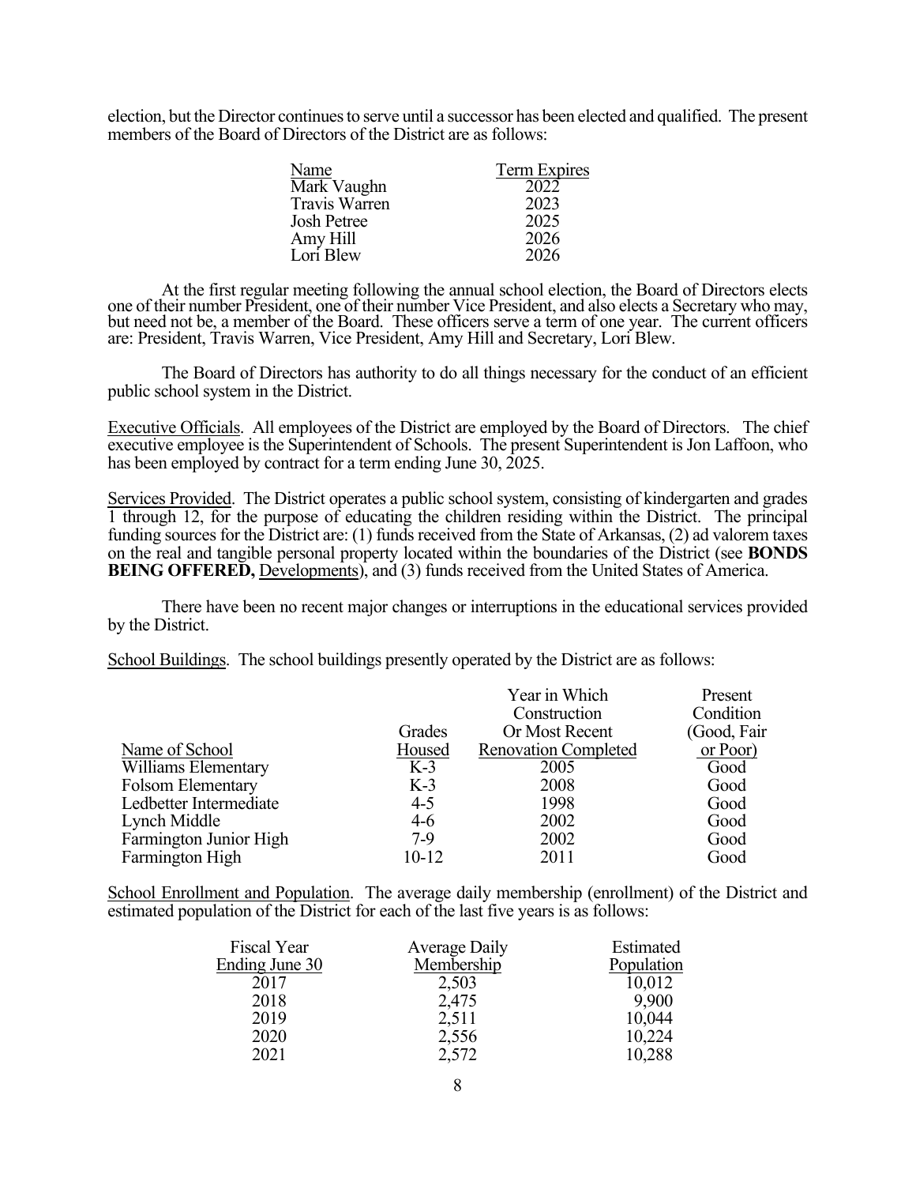election, but the Director continues to serve until a successor has been elected and qualified. The present members of the Board of Directors of the District are as follows:

| Name | Term Expires |
|---|---|
| Mark Vaughn | 2022 |
| Travis Warren | 2023 |
| Josh Petree | 2025 |
| Amy Hill | 2026 |
| Lori Blew | 2026 |

At the first regular meeting following the annual school election, the Board of Directors elects one of their number President, one of their number Vice President, and also elects a Secretary who may, but need not be, a member of the Board. These officers serve a term of one year. The current officers are: President, Travis Warren, Vice President, Amy Hill and Secretary, Lori Blew.

The Board of Directors has authority to do all things necessary for the conduct of an efficient public school system in the District.

Executive Officials. All employees of the District are employed by the Board of Directors. The chief executive employee is the Superintendent of Schools. The present Superintendent is Jon Laffoon, who has been employed by contract for a term ending June 30, 2025.

Services Provided. The District operates a public school system, consisting of kindergarten and grades 1 through 12, for the purpose of educating the children residing within the District. The principal funding sources for the District are: (1) funds received from the State of Arkansas, (2) ad valorem taxes on the real and tangible personal property located within the boundaries of the District (see **BONDS BEING OFFERED,** Developments), and (3) funds received from the United States of America.

There have been no recent major changes or interruptions in the educational services provided by the District.

School Buildings. The school buildings presently operated by the District are as follows:

| Name of School | Grades Housed | Year in Which Construction Or Most Recent Renovation Completed | Present Condition (Good, Fair or Poor) |
|---|---|---|---|
| Williams Elementary | K-3 | 2005 | Good |
| Folsom Elementary | K-3 | 2008 | Good |
| Ledbetter Intermediate | 4-5 | 1998 | Good |
| Lynch Middle | 4-6 | 2002 | Good |
| Farmington Junior High | 7-9 | 2002 | Good |
| Farmington High | 10-12 | 2011 | Good |

School Enrollment and Population. The average daily membership (enrollment) of the District and estimated population of the District for each of the last five years is as follows:

| Fiscal Year Ending June 30 | Average Daily Membership | Estimated Population |
|---|---|---|
| 2017 | 2,503 | 10,012 |
| 2018 | 2,475 | 9,900 |
| 2019 | 2,511 | 10,044 |
| 2020 | 2,556 | 10,224 |
| 2021 | 2,572 | 10,288 |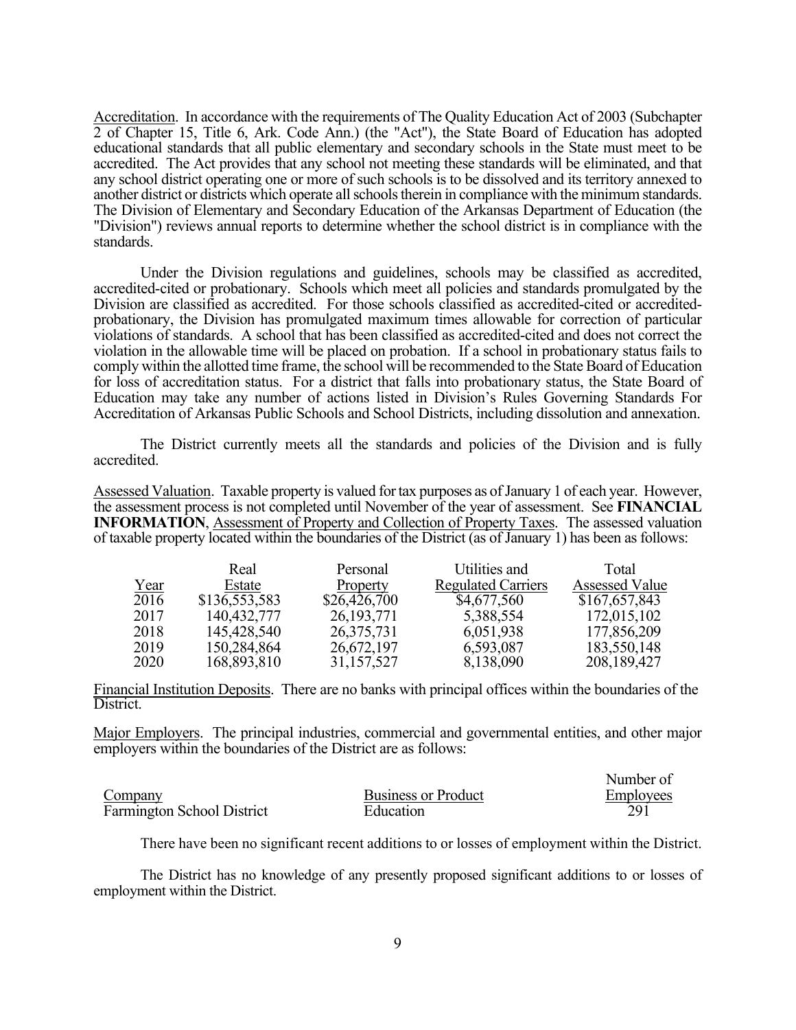Accreditation. In accordance with the requirements of The Quality Education Act of 2003 (Subchapter 2 of Chapter 15, Title 6, Ark. Code Ann.) (the "Act"), the State Board of Education has adopted educational standards that all public elementary and secondary schools in the State must meet to be accredited. The Act provides that any school not meeting these standards will be eliminated, and that any school district operating one or more of such schools is to be dissolved and its territory annexed to another district or districts which operate all schools therein in compliance with the minimum standards. The Division of Elementary and Secondary Education of the Arkansas Department of Education (the "Division") reviews annual reports to determine whether the school district is in compliance with the standards.

Under the Division regulations and guidelines, schools may be classified as accredited, accredited-cited or probationary. Schools which meet all policies and standards promulgated by the Division are classified as accredited. For those schools classified as accredited-cited or accredited-probationary, the Division has promulgated maximum times allowable for correction of particular violations of standards. A school that has been classified as accredited-cited and does not correct the violation in the allowable time will be placed on probation. If a school in probationary status fails to comply within the allotted time frame, the school will be recommended to the State Board of Education for loss of accreditation status. For a district that falls into probationary status, the State Board of Education may take any number of actions listed in Division's Rules Governing Standards For Accreditation of Arkansas Public Schools and School Districts, including dissolution and annexation.

The District currently meets all the standards and policies of the Division and is fully accredited.

Assessed Valuation. Taxable property is valued for tax purposes as of January 1 of each year. However, the assessment process is not completed until November of the year of assessment. See **FINANCIAL INFORMATION**, Assessment of Property and Collection of Property Taxes. The assessed valuation of taxable property located within the boundaries of the District (as of January 1) has been as follows:

| Year | Real Estate | Personal Property | Utilities and Regulated Carriers | Total Assessed Value |
|---|---|---|---|---|
| 2016 | $136,553,583 | $26,426,700 | $4,677,560 | $167,657,843 |
| 2017 | 140,432,777 | 26,193,771 | 5,388,554 | 172,015,102 |
| 2018 | 145,428,540 | 26,375,731 | 6,051,938 | 177,856,209 |
| 2019 | 150,284,864 | 26,672,197 | 6,593,087 | 183,550,148 |
| 2020 | 168,893,810 | 31,157,527 | 8,138,090 | 208,189,427 |

Financial Institution Deposits. There are no banks with principal offices within the boundaries of the District.

Major Employers. The principal industries, commercial and governmental entities, and other major employers within the boundaries of the District are as follows:

| Company | Business or Product | Number of Employees |
|---|---|---|
| Farmington School District | Education | 291 |

There have been no significant recent additions to or losses of employment within the District.

The District has no knowledge of any presently proposed significant additions to or losses of employment within the District.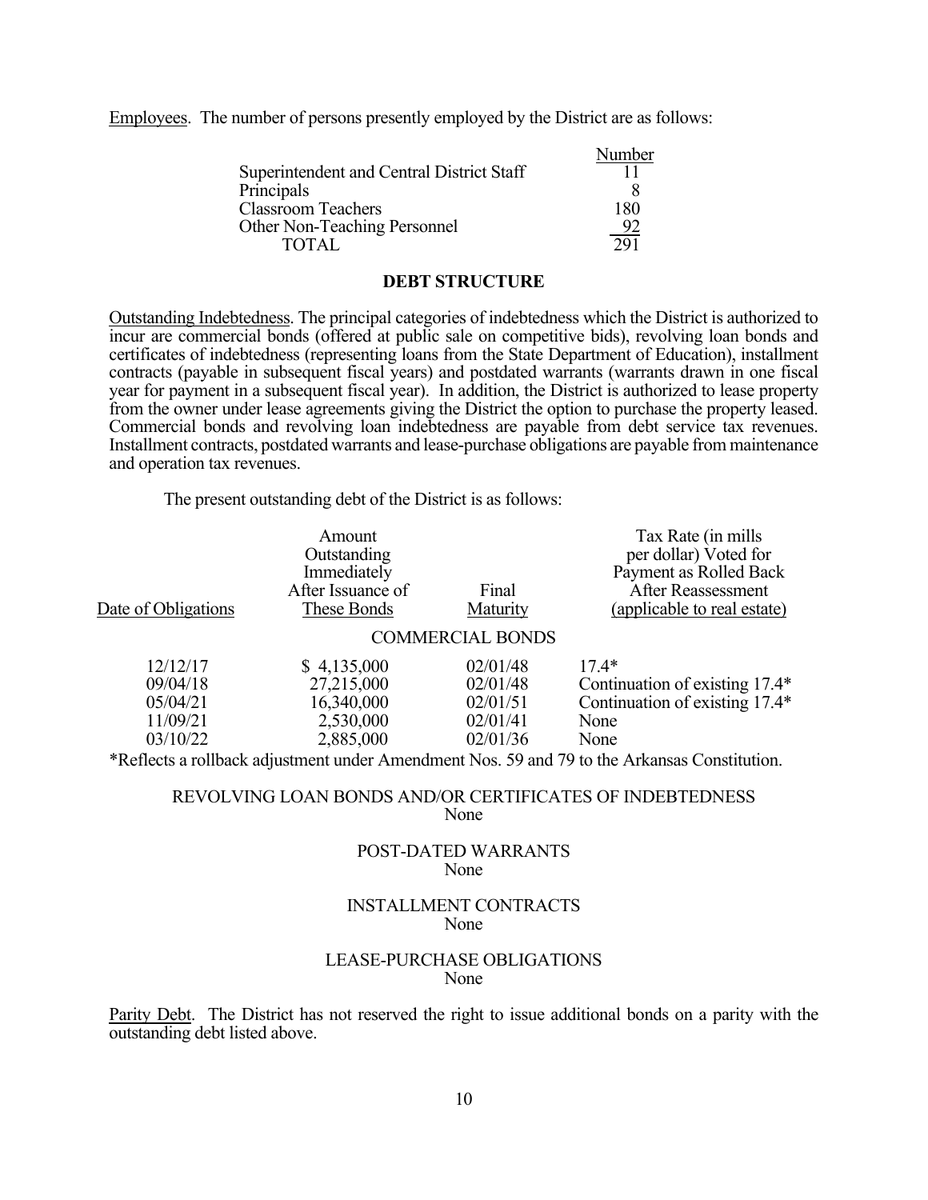Employees. The number of persons presently employed by the District are as follows:

| | Number |
|---|---|
| Superintendent and Central District Staff | 11 |
| Principals | 8 |
| Classroom Teachers | 180 |
| Other Non-Teaching Personnel | 92 |
| TOTAL | 291 |

## DEBT STRUCTURE

Outstanding Indebtedness. The principal categories of indebtedness which the District is authorized to incur are commercial bonds (offered at public sale on competitive bids), revolving loan bonds and certificates of indebtedness (representing loans from the State Department of Education), installment contracts (payable in subsequent fiscal years) and postdated warrants (warrants drawn in one fiscal year for payment in a subsequent fiscal year). In addition, the District is authorized to lease property from the owner under lease agreements giving the District the option to purchase the property leased. Commercial bonds and revolving loan indebtedness are payable from debt service tax revenues. Installment contracts, postdated warrants and lease-purchase obligations are payable from maintenance and operation tax revenues.

The present outstanding debt of the District is as follows:

| Date of Obligations | Amount Outstanding Immediately After Issuance of These Bonds | Final Maturity | Tax Rate (in mills per dollar) Voted for Payment as Rolled Back After Reassessment (applicable to real estate) |
|---|---|---|---|
| | COMMERCIAL BONDS | | |
| 12/12/17 | $ 4,135,000 | 02/01/48 | 17.4* |
| 09/04/18 | 27,215,000 | 02/01/48 | Continuation of existing 17.4* |
| 05/04/21 | 16,340,000 | 02/01/51 | Continuation of existing 17.4* |
| 11/09/21 | 2,530,000 | 02/01/41 | None |
| 03/10/22 | 2,885,000 | 02/01/36 | None |

*Reflects a rollback adjustment under Amendment Nos. 59 and 79 to the Arkansas Constitution.

REVOLVING LOAN BONDS AND/OR CERTIFICATES OF INDEBTEDNESS
None

POST-DATED WARRANTS
None

INSTALLMENT CONTRACTS
None

LEASE-PURCHASE OBLIGATIONS
None

Parity Debt. The District has not reserved the right to issue additional bonds on a parity with the outstanding debt listed above.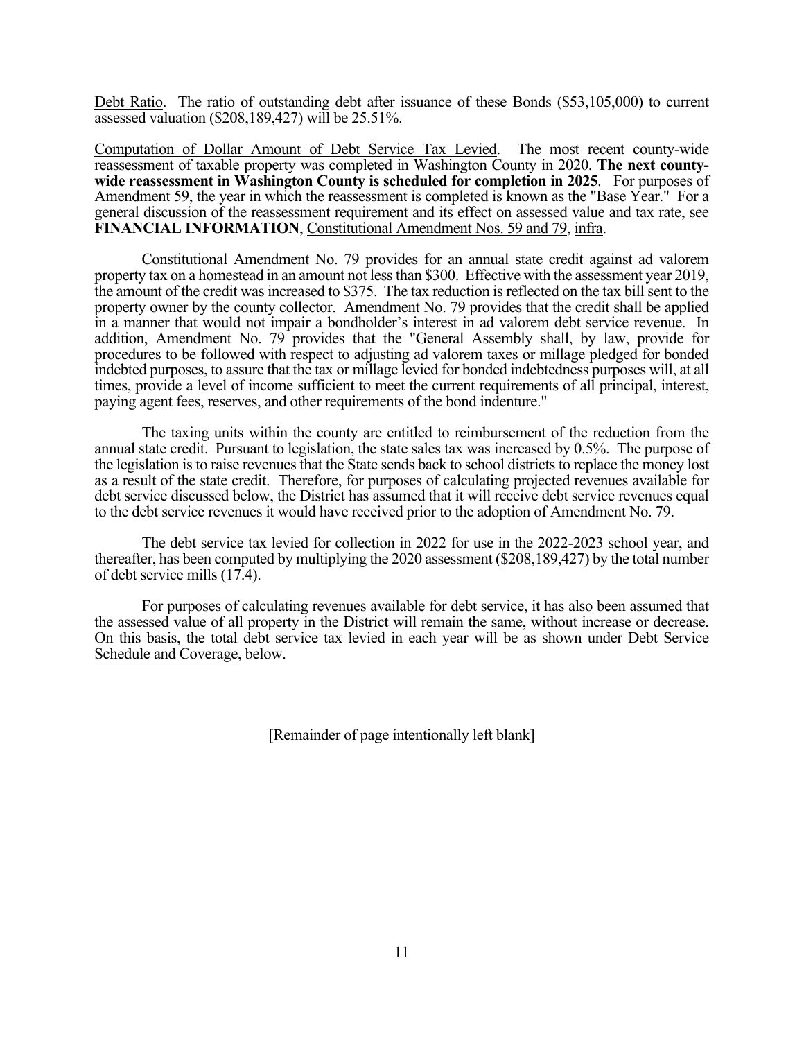Debt Ratio. The ratio of outstanding debt after issuance of these Bonds ($53,105,000) to current assessed valuation ($208,189,427) will be 25.51%.

Computation of Dollar Amount of Debt Service Tax Levied. The most recent county-wide reassessment of taxable property was completed in Washington County in 2020. **The next county-wide reassessment in Washington County is scheduled for completion in 2025**. For purposes of Amendment 59, the year in which the reassessment is completed is known as the "Base Year." For a general discussion of the reassessment requirement and its effect on assessed value and tax rate, see **FINANCIAL INFORMATION**, Constitutional Amendment Nos. 59 and 79, infra.

Constitutional Amendment No. 79 provides for an annual state credit against ad valorem property tax on a homestead in an amount not less than $300. Effective with the assessment year 2019, the amount of the credit was increased to $375. The tax reduction is reflected on the tax bill sent to the property owner by the county collector. Amendment No. 79 provides that the credit shall be applied in a manner that would not impair a bondholder's interest in ad valorem debt service revenue. In addition, Amendment No. 79 provides that the "General Assembly shall, by law, provide for procedures to be followed with respect to adjusting ad valorem taxes or millage pledged for bonded indebted purposes, to assure that the tax or millage levied for bonded indebtedness purposes will, at all times, provide a level of income sufficient to meet the current requirements of all principal, interest, paying agent fees, reserves, and other requirements of the bond indenture."

The taxing units within the county are entitled to reimbursement of the reduction from the annual state credit. Pursuant to legislation, the state sales tax was increased by 0.5%. The purpose of the legislation is to raise revenues that the State sends back to school districts to replace the money lost as a result of the state credit. Therefore, for purposes of calculating projected revenues available for debt service discussed below, the District has assumed that it will receive debt service revenues equal to the debt service revenues it would have received prior to the adoption of Amendment No. 79.

The debt service tax levied for collection in 2022 for use in the 2022-2023 school year, and thereafter, has been computed by multiplying the 2020 assessment ($208,189,427) by the total number of debt service mills (17.4).

For purposes of calculating revenues available for debt service, it has also been assumed that the assessed value of all property in the District will remain the same, without increase or decrease. On this basis, the total debt service tax levied in each year will be as shown under Debt Service Schedule and Coverage, below.

[Remainder of page intentionally left blank]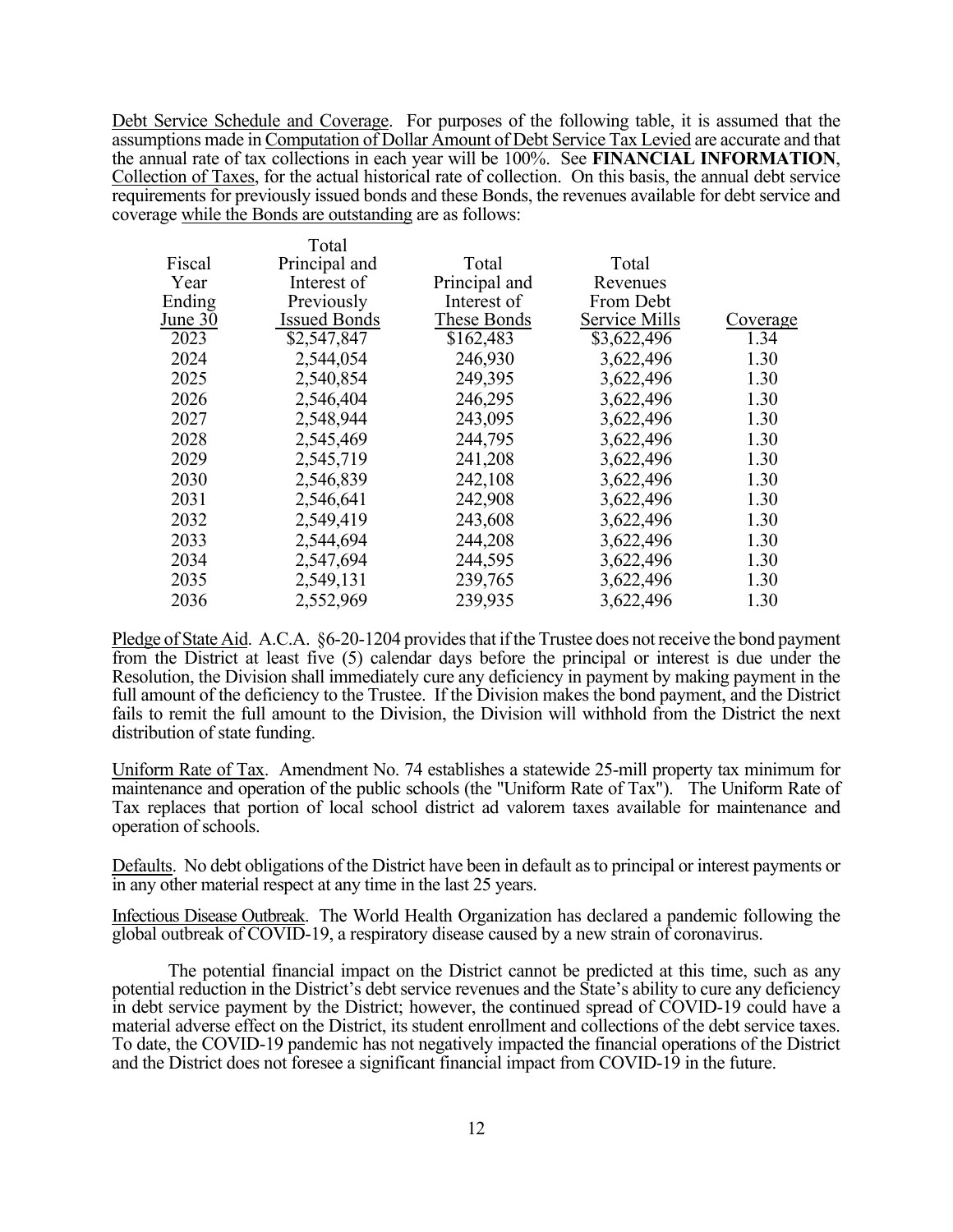Debt Service Schedule and Coverage. For purposes of the following table, it is assumed that the assumptions made in Computation of Dollar Amount of Debt Service Tax Levied are accurate and that the annual rate of tax collections in each year will be 100%. See **FINANCIAL INFORMATION**, Collection of Taxes, for the actual historical rate of collection. On this basis, the annual debt service requirements for previously issued bonds and these Bonds, the revenues available for debt service and coverage while the Bonds are outstanding are as follows:

| Fiscal Year Ending June 30 | Total Principal and Interest of Previously Issued Bonds | Total Principal and Interest of These Bonds | Total Revenues From Debt Service Mills | Coverage |
|---|---|---|---|---|
| 2023 | $2,547,847 | $162,483 | $3,622,496 | 1.34 |
| 2024 | 2,544,054 | 246,930 | 3,622,496 | 1.30 |
| 2025 | 2,540,854 | 249,395 | 3,622,496 | 1.30 |
| 2026 | 2,546,404 | 246,295 | 3,622,496 | 1.30 |
| 2027 | 2,548,944 | 243,095 | 3,622,496 | 1.30 |
| 2028 | 2,545,469 | 244,795 | 3,622,496 | 1.30 |
| 2029 | 2,545,719 | 241,208 | 3,622,496 | 1.30 |
| 2030 | 2,546,839 | 242,108 | 3,622,496 | 1.30 |
| 2031 | 2,546,641 | 242,908 | 3,622,496 | 1.30 |
| 2032 | 2,549,419 | 243,608 | 3,622,496 | 1.30 |
| 2033 | 2,544,694 | 244,208 | 3,622,496 | 1.30 |
| 2034 | 2,547,694 | 244,595 | 3,622,496 | 1.30 |
| 2035 | 2,549,131 | 239,765 | 3,622,496 | 1.30 |
| 2036 | 2,552,969 | 239,935 | 3,622,496 | 1.30 |

Pledge of State Aid. A.C.A. §6-20-1204 provides that if the Trustee does not receive the bond payment from the District at least five (5) calendar days before the principal or interest is due under the Resolution, the Division shall immediately cure any deficiency in payment by making payment in the full amount of the deficiency to the Trustee. If the Division makes the bond payment, and the District fails to remit the full amount to the Division, the Division will withhold from the District the next distribution of state funding.

Uniform Rate of Tax. Amendment No. 74 establishes a statewide 25-mill property tax minimum for maintenance and operation of the public schools (the "Uniform Rate of Tax"). The Uniform Rate of Tax replaces that portion of local school district ad valorem taxes available for maintenance and operation of schools.

Defaults. No debt obligations of the District have been in default as to principal or interest payments or in any other material respect at any time in the last 25 years.

Infectious Disease Outbreak. The World Health Organization has declared a pandemic following the global outbreak of COVID-19, a respiratory disease caused by a new strain of coronavirus.

The potential financial impact on the District cannot be predicted at this time, such as any potential reduction in the District's debt service revenues and the State's ability to cure any deficiency in debt service payment by the District; however, the continued spread of COVID-19 could have a material adverse effect on the District, its student enrollment and collections of the debt service taxes. To date, the COVID-19 pandemic has not negatively impacted the financial operations of the District and the District does not foresee a significant financial impact from COVID-19 in the future.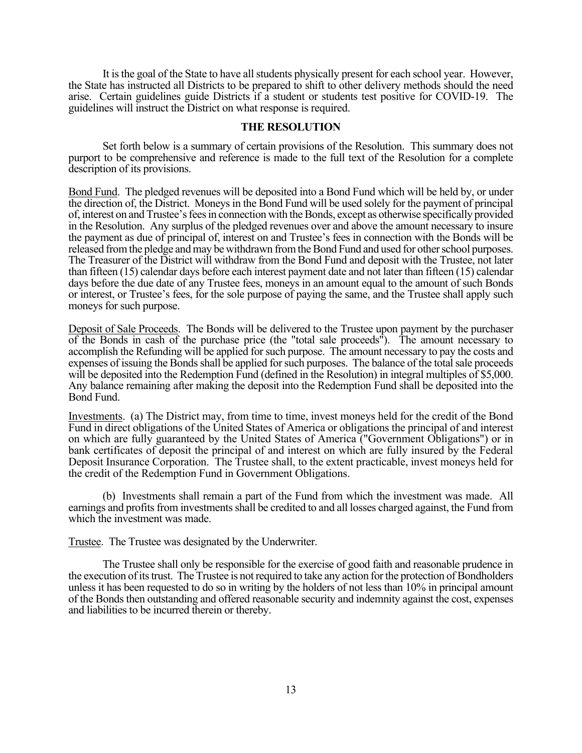It is the goal of the State to have all students physically present for each school year. However, the State has instructed all Districts to be prepared to shift to other delivery methods should the need arise. Certain guidelines guide Districts if a student or students test positive for COVID-19. The guidelines will instruct the District on what response is required.

## THE RESOLUTION

Set forth below is a summary of certain provisions of the Resolution. This summary does not purport to be comprehensive and reference is made to the full text of the Resolution for a complete description of its provisions.

Bond Fund. The pledged revenues will be deposited into a Bond Fund which will be held by, or under the direction of, the District. Moneys in the Bond Fund will be used solely for the payment of principal of, interest on and Trustee's fees in connection with the Bonds, except as otherwise specifically provided in the Resolution. Any surplus of the pledged revenues over and above the amount necessary to insure the payment as due of principal of, interest on and Trustee's fees in connection with the Bonds will be released from the pledge and may be withdrawn from the Bond Fund and used for other school purposes. The Treasurer of the District will withdraw from the Bond Fund and deposit with the Trustee, not later than fifteen (15) calendar days before each interest payment date and not later than fifteen (15) calendar days before the due date of any Trustee fees, moneys in an amount equal to the amount of such Bonds or interest, or Trustee's fees, for the sole purpose of paying the same, and the Trustee shall apply such moneys for such purpose.

Deposit of Sale Proceeds. The Bonds will be delivered to the Trustee upon payment by the purchaser of the Bonds in cash of the purchase price (the "total sale proceeds"). The amount necessary to accomplish the Refunding will be applied for such purpose. The amount necessary to pay the costs and expenses of issuing the Bonds shall be applied for such purposes. The balance of the total sale proceeds will be deposited into the Redemption Fund (defined in the Resolution) in integral multiples of $5,000. Any balance remaining after making the deposit into the Redemption Fund shall be deposited into the Bond Fund.

Investments. (a) The District may, from time to time, invest moneys held for the credit of the Bond Fund in direct obligations of the United States of America or obligations the principal of and interest on which are fully guaranteed by the United States of America ("Government Obligations") or in bank certificates of deposit the principal of and interest on which are fully insured by the Federal Deposit Insurance Corporation. The Trustee shall, to the extent practicable, invest moneys held for the credit of the Redemption Fund in Government Obligations.

(b) Investments shall remain a part of the Fund from which the investment was made. All earnings and profits from investments shall be credited to and all losses charged against, the Fund from which the investment was made.

Trustee. The Trustee was designated by the Underwriter.

The Trustee shall only be responsible for the exercise of good faith and reasonable prudence in the execution of its trust. The Trustee is not required to take any action for the protection of Bondholders unless it has been requested to do so in writing by the holders of not less than 10% in principal amount of the Bonds then outstanding and offered reasonable security and indemnity against the cost, expenses and liabilities to be incurred therein or thereby.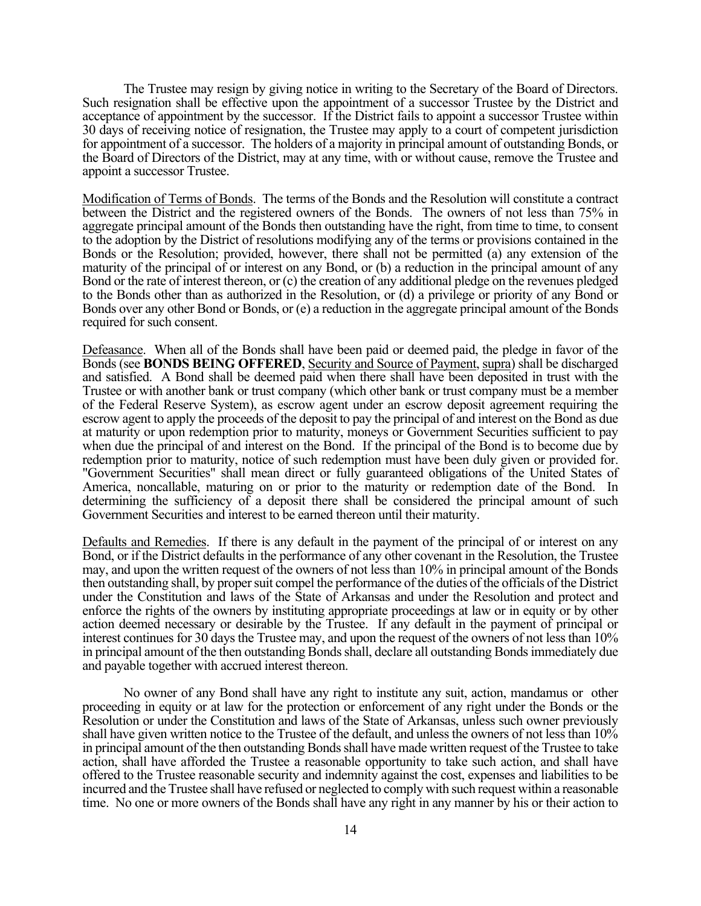The Trustee may resign by giving notice in writing to the Secretary of the Board of Directors. Such resignation shall be effective upon the appointment of a successor Trustee by the District and acceptance of appointment by the successor. If the District fails to appoint a successor Trustee within 30 days of receiving notice of resignation, the Trustee may apply to a court of competent jurisdiction for appointment of a successor. The holders of a majority in principal amount of outstanding Bonds, or the Board of Directors of the District, may at any time, with or without cause, remove the Trustee and appoint a successor Trustee.

Modification of Terms of Bonds. The terms of the Bonds and the Resolution will constitute a contract between the District and the registered owners of the Bonds. The owners of not less than 75% in aggregate principal amount of the Bonds then outstanding have the right, from time to time, to consent to the adoption by the District of resolutions modifying any of the terms or provisions contained in the Bonds or the Resolution; provided, however, there shall not be permitted (a) any extension of the maturity of the principal of or interest on any Bond, or (b) a reduction in the principal amount of any Bond or the rate of interest thereon, or (c) the creation of any additional pledge on the revenues pledged to the Bonds other than as authorized in the Resolution, or (d) a privilege or priority of any Bond or Bonds over any other Bond or Bonds, or (e) a reduction in the aggregate principal amount of the Bonds required for such consent.

Defeasance. When all of the Bonds shall have been paid or deemed paid, the pledge in favor of the Bonds (see **BONDS BEING OFFERED**, Security and Source of Payment, supra) shall be discharged and satisfied. A Bond shall be deemed paid when there shall have been deposited in trust with the Trustee or with another bank or trust company (which other bank or trust company must be a member of the Federal Reserve System), as escrow agent under an escrow deposit agreement requiring the escrow agent to apply the proceeds of the deposit to pay the principal of and interest on the Bond as due at maturity or upon redemption prior to maturity, moneys or Government Securities sufficient to pay when due the principal of and interest on the Bond. If the principal of the Bond is to become due by redemption prior to maturity, notice of such redemption must have been duly given or provided for. "Government Securities" shall mean direct or fully guaranteed obligations of the United States of America, noncallable, maturing on or prior to the maturity or redemption date of the Bond. In determining the sufficiency of a deposit there shall be considered the principal amount of such Government Securities and interest to be earned thereon until their maturity.

Defaults and Remedies. If there is any default in the payment of the principal of or interest on any Bond, or if the District defaults in the performance of any other covenant in the Resolution, the Trustee may, and upon the written request of the owners of not less than 10% in principal amount of the Bonds then outstanding shall, by proper suit compel the performance of the duties of the officials of the District under the Constitution and laws of the State of Arkansas and under the Resolution and protect and enforce the rights of the owners by instituting appropriate proceedings at law or in equity or by other action deemed necessary or desirable by the Trustee. If any default in the payment of principal or interest continues for 30 days the Trustee may, and upon the request of the owners of not less than 10% in principal amount of the then outstanding Bonds shall, declare all outstanding Bonds immediately due and payable together with accrued interest thereon.

No owner of any Bond shall have any right to institute any suit, action, mandamus or other proceeding in equity or at law for the protection or enforcement of any right under the Bonds or the Resolution or under the Constitution and laws of the State of Arkansas, unless such owner previously shall have given written notice to the Trustee of the default, and unless the owners of not less than 10% in principal amount of the then outstanding Bonds shall have made written request of the Trustee to take action, shall have afforded the Trustee a reasonable opportunity to take such action, and shall have offered to the Trustee reasonable security and indemnity against the cost, expenses and liabilities to be incurred and the Trustee shall have refused or neglected to comply with such request within a reasonable time. No one or more owners of the Bonds shall have any right in any manner by his or their action to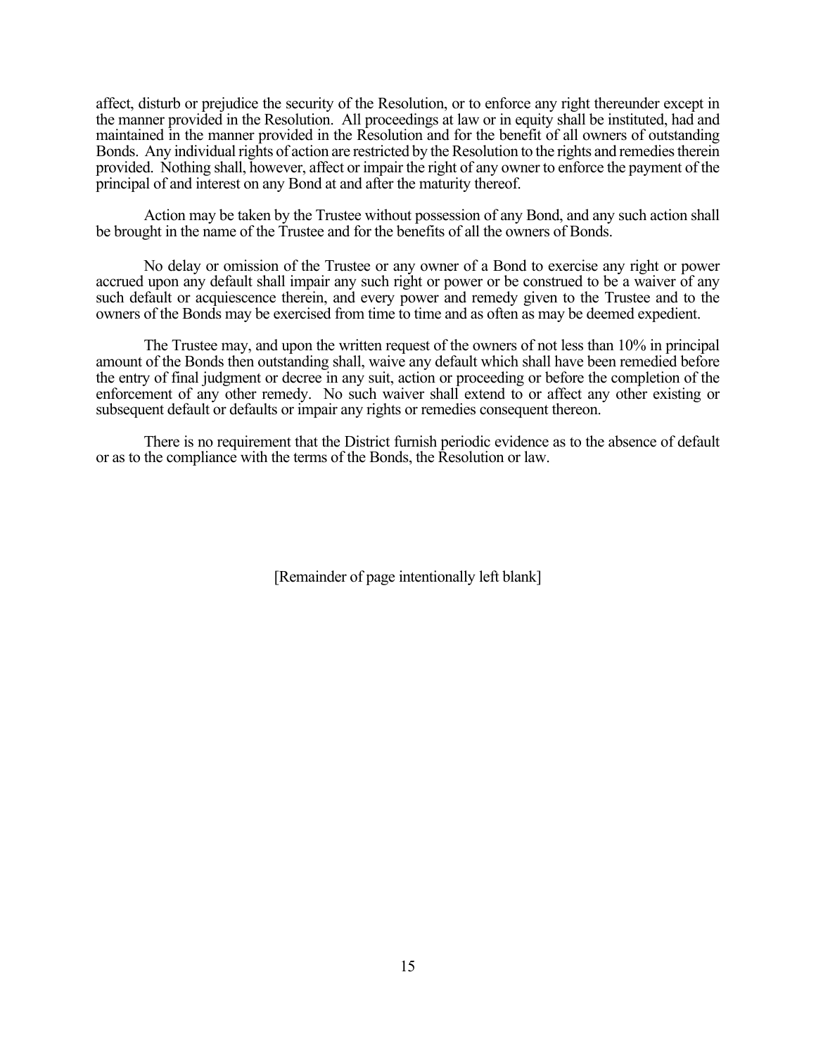affect, disturb or prejudice the security of the Resolution, or to enforce any right thereunder except in the manner provided in the Resolution. All proceedings at law or in equity shall be instituted, had and maintained in the manner provided in the Resolution and for the benefit of all owners of outstanding Bonds. Any individual rights of action are restricted by the Resolution to the rights and remedies therein provided. Nothing shall, however, affect or impair the right of any owner to enforce the payment of the principal of and interest on any Bond at and after the maturity thereof.

Action may be taken by the Trustee without possession of any Bond, and any such action shall be brought in the name of the Trustee and for the benefits of all the owners of Bonds.

No delay or omission of the Trustee or any owner of a Bond to exercise any right or power accrued upon any default shall impair any such right or power or be construed to be a waiver of any such default or acquiescence therein, and every power and remedy given to the Trustee and to the owners of the Bonds may be exercised from time to time and as often as may be deemed expedient.

The Trustee may, and upon the written request of the owners of not less than 10% in principal amount of the Bonds then outstanding shall, waive any default which shall have been remedied before the entry of final judgment or decree in any suit, action or proceeding or before the completion of the enforcement of any other remedy. No such waiver shall extend to or affect any other existing or subsequent default or defaults or impair any rights or remedies consequent thereon.

There is no requirement that the District furnish periodic evidence as to the absence of default or as to the compliance with the terms of the Bonds, the Resolution or law.

[Remainder of page intentionally left blank]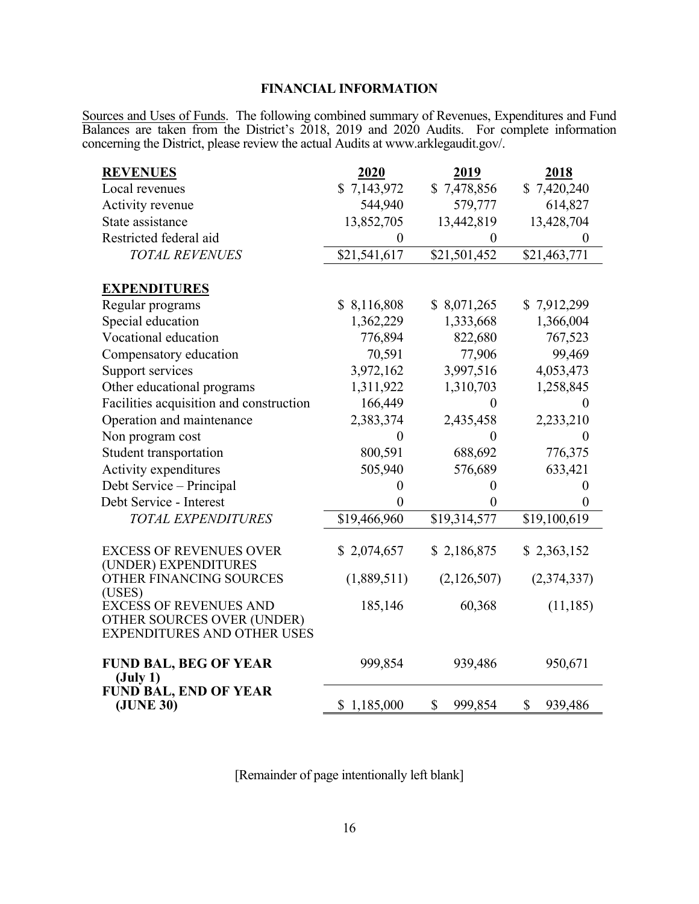## FINANCIAL INFORMATION

Sources and Uses of Funds. The following combined summary of Revenues, Expenditures and Fund Balances are taken from the District's 2018, 2019 and 2020 Audits. For complete information concerning the District, please review the actual Audits at www.arklegaudit.gov/.

| **REVENUES** | **2020** | **2019** | **2018** |
|---|---|---|---|
| Local revenues | $ 7,143,972 | $ 7,478,856 | $ 7,420,240 |
| Activity revenue | 544,940 | 579,777 | 614,827 |
| State assistance | 13,852,705 | 13,442,819 | 13,428,704 |
| Restricted federal aid | 0 | 0 | 0 |
| *TOTAL REVENUES* | $21,541,617 | $21,501,452 | $21,463,771 |
| | | | |
| **EXPENDITURES** | | | |
| Regular programs | $ 8,116,808 | $ 8,071,265 | $ 7,912,299 |
| Special education | 1,362,229 | 1,333,668 | 1,366,004 |
| Vocational education | 776,894 | 822,680 | 767,523 |
| Compensatory education | 70,591 | 77,906 | 99,469 |
| Support services | 3,972,162 | 3,997,516 | 4,053,473 |
| Other educational programs | 1,311,922 | 1,310,703 | 1,258,845 |
| Facilities acquisition and construction | 166,449 | 0 | 0 |
| Operation and maintenance | 2,383,374 | 2,435,458 | 2,233,210 |
| Non program cost | 0 | 0 | 0 |
| Student transportation | 800,591 | 688,692 | 776,375 |
| Activity expenditures | 505,940 | 576,689 | 633,421 |
| Debt Service – Principal | 0 | 0 | 0 |
| Debt Service - Interest | 0 | 0 | 0 |
| *TOTAL EXPENDITURES* | $19,466,960 | $19,314,577 | $19,100,619 |
| | | | |
| EXCESS OF REVENUES OVER (UNDER) EXPENDITURES | $ 2,074,657 | $ 2,186,875 | $ 2,363,152 |
| OTHER FINANCING SOURCES (USES) | (1,889,511) | (2,126,507) | (2,374,337) |
| EXCESS OF REVENUES AND OTHER SOURCES OVER (UNDER) EXPENDITURES AND OTHER USES | 185,146 | 60,368 | (11,185) |
| | | | |
| **FUND BAL, BEG OF YEAR (July 1)** | 999,854 | 939,486 | 950,671 |
| **FUND BAL, END OF YEAR (JUNE 30)** | $ 1,185,000 | $ 999,854 | $ 939,486 |

[Remainder of page intentionally left blank]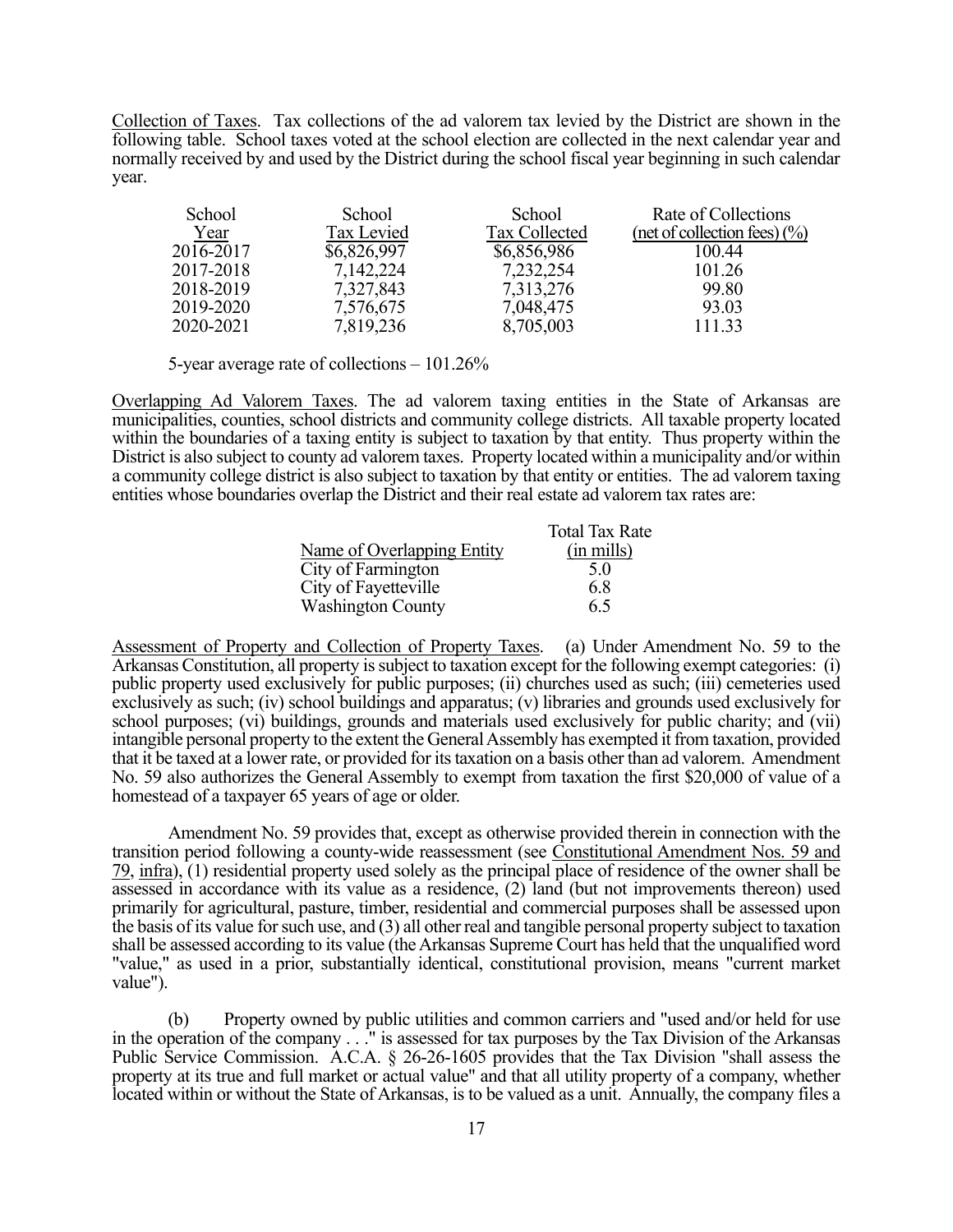Collection of Taxes. Tax collections of the ad valorem tax levied by the District are shown in the following table. School taxes voted at the school election are collected in the next calendar year and normally received by and used by the District during the school fiscal year beginning in such calendar year.

| School Year | School Tax Levied | School Tax Collected | Rate of Collections (net of collection fees) (%) |
|---|---|---|---|
| 2016-2017 | $6,826,997 | $6,856,986 | 100.44 |
| 2017-2018 | 7,142,224 | 7,232,254 | 101.26 |
| 2018-2019 | 7,327,843 | 7,313,276 | 99.80 |
| 2019-2020 | 7,576,675 | 7,048,475 | 93.03 |
| 2020-2021 | 7,819,236 | 8,705,003 | 111.33 |

5-year average rate of collections – 101.26%

Overlapping Ad Valorem Taxes. The ad valorem taxing entities in the State of Arkansas are municipalities, counties, school districts and community college districts. All taxable property located within the boundaries of a taxing entity is subject to taxation by that entity. Thus property within the District is also subject to county ad valorem taxes. Property located within a municipality and/or within a community college district is also subject to taxation by that entity or entities. The ad valorem taxing entities whose boundaries overlap the District and their real estate ad valorem tax rates are:

| Name of Overlapping Entity | Total Tax Rate (in mills) |
|---|---|
| City of Farmington | 5.0 |
| City of Fayetteville | 6.8 |
| Washington County | 6.5 |

Assessment of Property and Collection of Property Taxes. (a) Under Amendment No. 59 to the Arkansas Constitution, all property is subject to taxation except for the following exempt categories: (i) public property used exclusively for public purposes; (ii) churches used as such; (iii) cemeteries used exclusively as such; (iv) school buildings and apparatus; (v) libraries and grounds used exclusively for school purposes; (vi) buildings, grounds and materials used exclusively for public charity; and (vii) intangible personal property to the extent the General Assembly has exempted it from taxation, provided that it be taxed at a lower rate, or provided for its taxation on a basis other than ad valorem. Amendment No. 59 also authorizes the General Assembly to exempt from taxation the first $20,000 of value of a homestead of a taxpayer 65 years of age or older.

Amendment No. 59 provides that, except as otherwise provided therein in connection with the transition period following a county-wide reassessment (see Constitutional Amendment Nos. 59 and 79, infra), (1) residential property used solely as the principal place of residence of the owner shall be assessed in accordance with its value as a residence, (2) land (but not improvements thereon) used primarily for agricultural, pasture, timber, residential and commercial purposes shall be assessed upon the basis of its value for such use, and (3) all other real and tangible personal property subject to taxation shall be assessed according to its value (the Arkansas Supreme Court has held that the unqualified word "value," as used in a prior, substantially identical, constitutional provision, means "current market value").

(b) Property owned by public utilities and common carriers and "used and/or held for use in the operation of the company . . ." is assessed for tax purposes by the Tax Division of the Arkansas Public Service Commission. A.C.A. § 26-26-1605 provides that the Tax Division "shall assess the property at its true and full market or actual value" and that all utility property of a company, whether located within or without the State of Arkansas, is to be valued as a unit. Annually, the company files a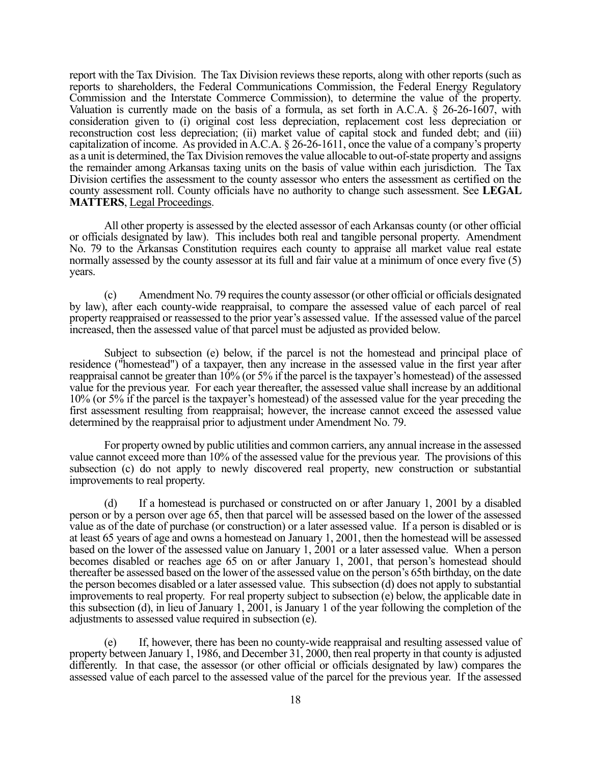report with the Tax Division. The Tax Division reviews these reports, along with other reports (such as reports to shareholders, the Federal Communications Commission, the Federal Energy Regulatory Commission and the Interstate Commerce Commission), to determine the value of the property. Valuation is currently made on the basis of a formula, as set forth in A.C.A. § 26-26-1607, with consideration given to (i) original cost less depreciation, replacement cost less depreciation or reconstruction cost less depreciation; (ii) market value of capital stock and funded debt; and (iii) capitalization of income. As provided in A.C.A. § 26-26-1611, once the value of a company's property as a unit is determined, the Tax Division removes the value allocable to out-of-state property and assigns the remainder among Arkansas taxing units on the basis of value within each jurisdiction. The Tax Division certifies the assessment to the county assessor who enters the assessment as certified on the county assessment roll. County officials have no authority to change such assessment. See **LEGAL MATTERS**, Legal Proceedings.

All other property is assessed by the elected assessor of each Arkansas county (or other official or officials designated by law). This includes both real and tangible personal property. Amendment No. 79 to the Arkansas Constitution requires each county to appraise all market value real estate normally assessed by the county assessor at its full and fair value at a minimum of once every five (5) years.

(c) Amendment No. 79 requires the county assessor (or other official or officials designated by law), after each county-wide reappraisal, to compare the assessed value of each parcel of real property reappraised or reassessed to the prior year's assessed value. If the assessed value of the parcel increased, then the assessed value of that parcel must be adjusted as provided below.

Subject to subsection (e) below, if the parcel is not the homestead and principal place of residence ("homestead") of a taxpayer, then any increase in the assessed value in the first year after reappraisal cannot be greater than 10% (or 5% if the parcel is the taxpayer's homestead) of the assessed value for the previous year. For each year thereafter, the assessed value shall increase by an additional 10% (or 5% if the parcel is the taxpayer's homestead) of the assessed value for the year preceding the first assessment resulting from reappraisal; however, the increase cannot exceed the assessed value determined by the reappraisal prior to adjustment under Amendment No. 79.

For property owned by public utilities and common carriers, any annual increase in the assessed value cannot exceed more than 10% of the assessed value for the previous year. The provisions of this subsection (c) do not apply to newly discovered real property, new construction or substantial improvements to real property.

(d) If a homestead is purchased or constructed on or after January 1, 2001 by a disabled person or by a person over age 65, then that parcel will be assessed based on the lower of the assessed value as of the date of purchase (or construction) or a later assessed value. If a person is disabled or is at least 65 years of age and owns a homestead on January 1, 2001, then the homestead will be assessed based on the lower of the assessed value on January 1, 2001 or a later assessed value. When a person becomes disabled or reaches age 65 on or after January 1, 2001, that person's homestead should thereafter be assessed based on the lower of the assessed value on the person's 65th birthday, on the date the person becomes disabled or a later assessed value. This subsection (d) does not apply to substantial improvements to real property. For real property subject to subsection (e) below, the applicable date in this subsection (d), in lieu of January 1, 2001, is January 1 of the year following the completion of the adjustments to assessed value required in subsection (e).

(e) If, however, there has been no county-wide reappraisal and resulting assessed value of property between January 1, 1986, and December 31, 2000, then real property in that county is adjusted differently. In that case, the assessor (or other official or officials designated by law) compares the assessed value of each parcel to the assessed value of the parcel for the previous year. If the assessed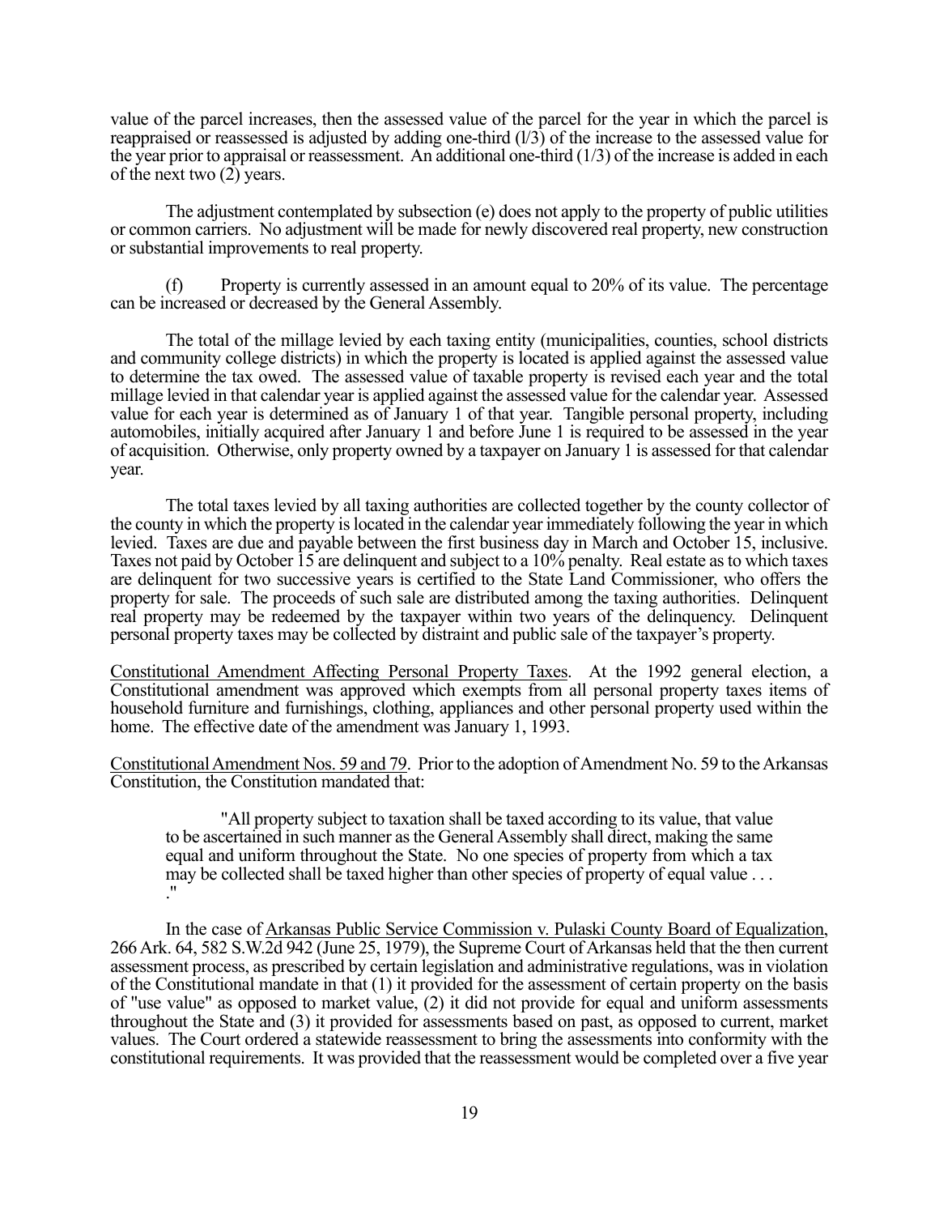value of the parcel increases, then the assessed value of the parcel for the year in which the parcel is reappraised or reassessed is adjusted by adding one-third (l/3) of the increase to the assessed value for the year prior to appraisal or reassessment. An additional one-third (1/3) of the increase is added in each of the next two (2) years.

The adjustment contemplated by subsection (e) does not apply to the property of public utilities or common carriers. No adjustment will be made for newly discovered real property, new construction or substantial improvements to real property.

(f) Property is currently assessed in an amount equal to 20% of its value. The percentage can be increased or decreased by the General Assembly.

The total of the millage levied by each taxing entity (municipalities, counties, school districts and community college districts) in which the property is located is applied against the assessed value to determine the tax owed. The assessed value of taxable property is revised each year and the total millage levied in that calendar year is applied against the assessed value for the calendar year. Assessed value for each year is determined as of January 1 of that year. Tangible personal property, including automobiles, initially acquired after January 1 and before June 1 is required to be assessed in the year of acquisition. Otherwise, only property owned by a taxpayer on January 1 is assessed for that calendar year.

The total taxes levied by all taxing authorities are collected together by the county collector of the county in which the property is located in the calendar year immediately following the year in which levied. Taxes are due and payable between the first business day in March and October 15, inclusive. Taxes not paid by October 15 are delinquent and subject to a 10% penalty. Real estate as to which taxes are delinquent for two successive years is certified to the State Land Commissioner, who offers the property for sale. The proceeds of such sale are distributed among the taxing authorities. Delinquent real property may be redeemed by the taxpayer within two years of the delinquency. Delinquent personal property taxes may be collected by distraint and public sale of the taxpayer's property.

Constitutional Amendment Affecting Personal Property Taxes. At the 1992 general election, a Constitutional amendment was approved which exempts from all personal property taxes items of household furniture and furnishings, clothing, appliances and other personal property used within the home. The effective date of the amendment was January 1, 1993.

Constitutional Amendment Nos. 59 and 79. Prior to the adoption of Amendment No. 59 to the Arkansas Constitution, the Constitution mandated that:

> "All property subject to taxation shall be taxed according to its value, that value to be ascertained in such manner as the General Assembly shall direct, making the same equal and uniform throughout the State. No one species of property from which a tax may be collected shall be taxed higher than other species of property of equal value . . . ."

In the case of Arkansas Public Service Commission v. Pulaski County Board of Equalization, 266 Ark. 64, 582 S.W.2d 942 (June 25, 1979), the Supreme Court of Arkansas held that the then current assessment process, as prescribed by certain legislation and administrative regulations, was in violation of the Constitutional mandate in that (1) it provided for the assessment of certain property on the basis of "use value" as opposed to market value, (2) it did not provide for equal and uniform assessments throughout the State and (3) it provided for assessments based on past, as opposed to current, market values. The Court ordered a statewide reassessment to bring the assessments into conformity with the constitutional requirements. It was provided that the reassessment would be completed over a five year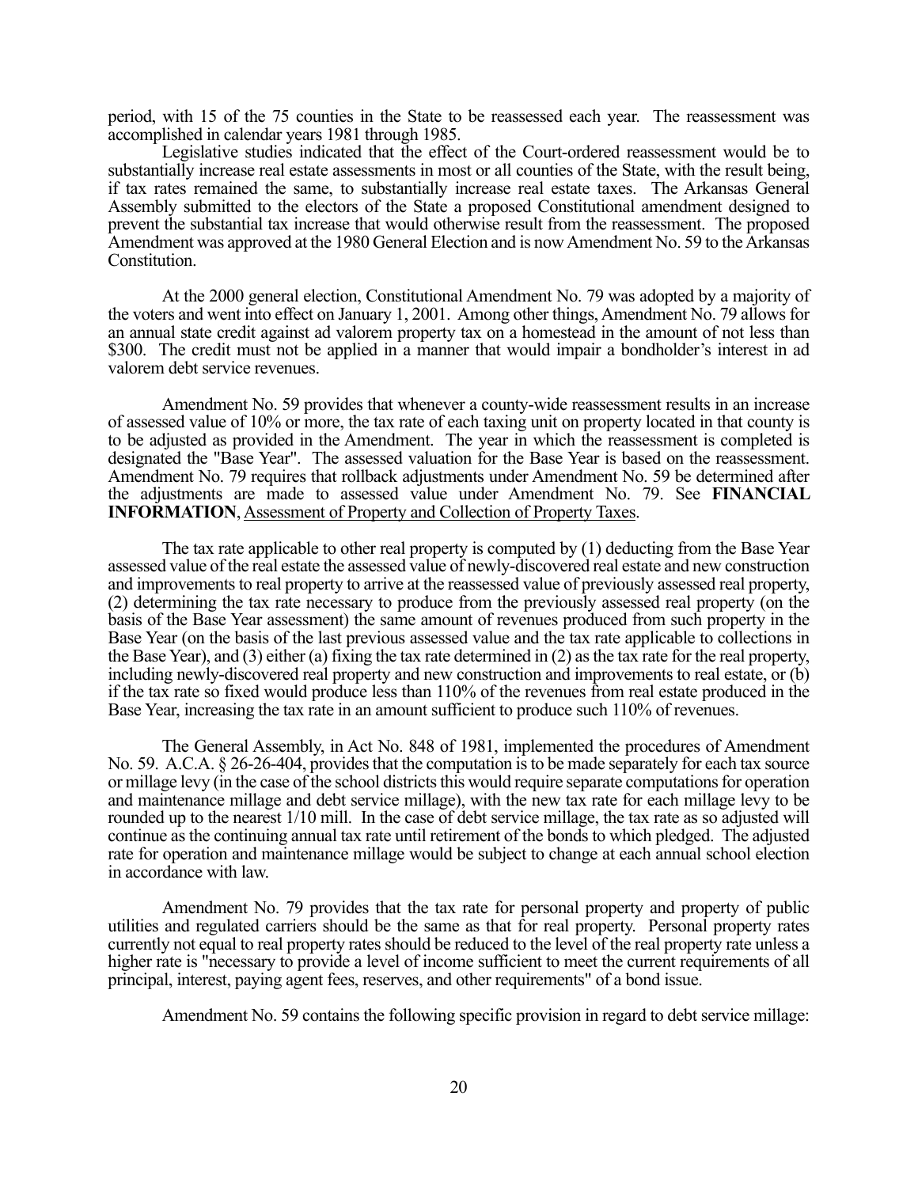period, with 15 of the 75 counties in the State to be reassessed each year. The reassessment was accomplished in calendar years 1981 through 1985.

Legislative studies indicated that the effect of the Court-ordered reassessment would be to substantially increase real estate assessments in most or all counties of the State, with the result being, if tax rates remained the same, to substantially increase real estate taxes. The Arkansas General Assembly submitted to the electors of the State a proposed Constitutional amendment designed to prevent the substantial tax increase that would otherwise result from the reassessment. The proposed Amendment was approved at the 1980 General Election and is now Amendment No. 59 to the Arkansas Constitution.

At the 2000 general election, Constitutional Amendment No. 79 was adopted by a majority of the voters and went into effect on January 1, 2001. Among other things, Amendment No. 79 allows for an annual state credit against ad valorem property tax on a homestead in the amount of not less than \$300. The credit must not be applied in a manner that would impair a bondholder's interest in ad valorem debt service revenues.

Amendment No. 59 provides that whenever a county-wide reassessment results in an increase of assessed value of 10% or more, the tax rate of each taxing unit on property located in that county is to be adjusted as provided in the Amendment. The year in which the reassessment is completed is designated the "Base Year". The assessed valuation for the Base Year is based on the reassessment. Amendment No. 79 requires that rollback adjustments under Amendment No. 59 be determined after the adjustments are made to assessed value under Amendment No. 79. See **FINANCIAL INFORMATION**, Assessment of Property and Collection of Property Taxes.

The tax rate applicable to other real property is computed by (1) deducting from the Base Year assessed value of the real estate the assessed value of newly-discovered real estate and new construction and improvements to real property to arrive at the reassessed value of previously assessed real property, (2) determining the tax rate necessary to produce from the previously assessed real property (on the basis of the Base Year assessment) the same amount of revenues produced from such property in the Base Year (on the basis of the last previous assessed value and the tax rate applicable to collections in the Base Year), and (3) either (a) fixing the tax rate determined in (2) as the tax rate for the real property, including newly-discovered real property and new construction and improvements to real estate, or (b) if the tax rate so fixed would produce less than 110% of the revenues from real estate produced in the Base Year, increasing the tax rate in an amount sufficient to produce such 110% of revenues.

The General Assembly, in Act No. 848 of 1981, implemented the procedures of Amendment No. 59. A.C.A. § 26-26-404, provides that the computation is to be made separately for each tax source or millage levy (in the case of the school districts this would require separate computations for operation and maintenance millage and debt service millage), with the new tax rate for each millage levy to be rounded up to the nearest 1/10 mill. In the case of debt service millage, the tax rate as so adjusted will continue as the continuing annual tax rate until retirement of the bonds to which pledged. The adjusted rate for operation and maintenance millage would be subject to change at each annual school election in accordance with law.

Amendment No. 79 provides that the tax rate for personal property and property of public utilities and regulated carriers should be the same as that for real property. Personal property rates currently not equal to real property rates should be reduced to the level of the real property rate unless a higher rate is "necessary to provide a level of income sufficient to meet the current requirements of all principal, interest, paying agent fees, reserves, and other requirements" of a bond issue.

Amendment No. 59 contains the following specific provision in regard to debt service millage: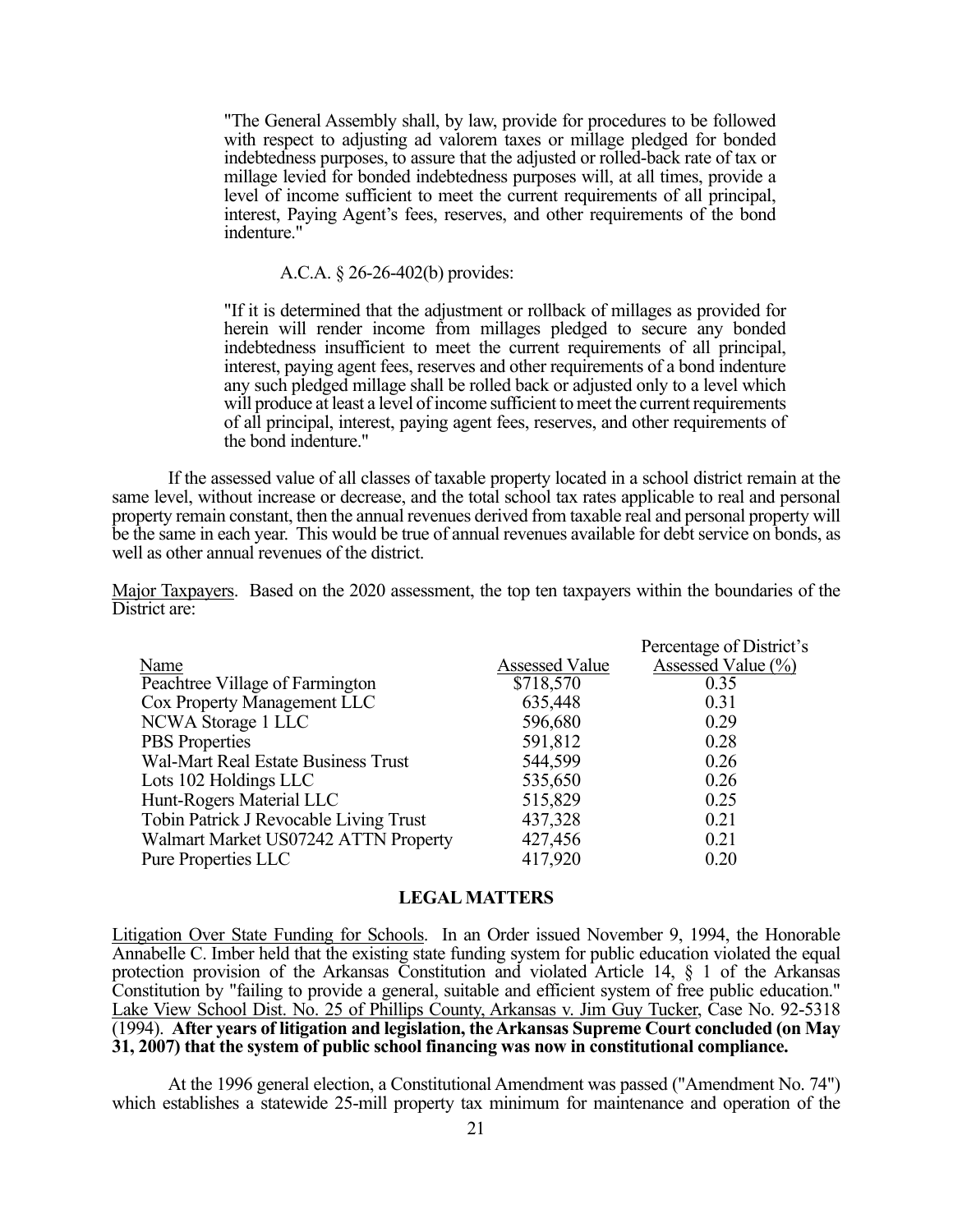"The General Assembly shall, by law, provide for procedures to be followed with respect to adjusting ad valorem taxes or millage pledged for bonded indebtedness purposes, to assure that the adjusted or rolled-back rate of tax or millage levied for bonded indebtedness purposes will, at all times, provide a level of income sufficient to meet the current requirements of all principal, interest, Paying Agent's fees, reserves, and other requirements of the bond indenture."

A.C.A. § 26-26-402(b) provides:

"If it is determined that the adjustment or rollback of millages as provided for herein will render income from millages pledged to secure any bonded indebtedness insufficient to meet the current requirements of all principal, interest, paying agent fees, reserves and other requirements of a bond indenture any such pledged millage shall be rolled back or adjusted only to a level which will produce at least a level of income sufficient to meet the current requirements of all principal, interest, paying agent fees, reserves, and other requirements of the bond indenture."

If the assessed value of all classes of taxable property located in a school district remain at the same level, without increase or decrease, and the total school tax rates applicable to real and personal property remain constant, then the annual revenues derived from taxable real and personal property will be the same in each year. This would be true of annual revenues available for debt service on bonds, as well as other annual revenues of the district.

Major Taxpayers. Based on the 2020 assessment, the top ten taxpayers within the boundaries of the District are:

| Name | Assessed Value | Percentage of District's Assessed Value (%) |
|---|---|---|
| Peachtree Village of Farmington | $718,570 | 0.35 |
| Cox Property Management LLC | 635,448 | 0.31 |
| NCWA Storage 1 LLC | 596,680 | 0.29 |
| PBS Properties | 591,812 | 0.28 |
| Wal-Mart Real Estate Business Trust | 544,599 | 0.26 |
| Lots 102 Holdings LLC | 535,650 | 0.26 |
| Hunt-Rogers Material LLC | 515,829 | 0.25 |
| Tobin Patrick J Revocable Living Trust | 437,328 | 0.21 |
| Walmart Market US07242 ATTN Property | 427,456 | 0.21 |
| Pure Properties LLC | 417,920 | 0.20 |

## LEGAL MATTERS

Litigation Over State Funding for Schools. In an Order issued November 9, 1994, the Honorable Annabelle C. Imber held that the existing state funding system for public education violated the equal protection provision of the Arkansas Constitution and violated Article 14, § 1 of the Arkansas Constitution by "failing to provide a general, suitable and efficient system of free public education." Lake View School Dist. No. 25 of Phillips County, Arkansas v. Jim Guy Tucker, Case No. 92-5318 (1994). **After years of litigation and legislation, the Arkansas Supreme Court concluded (on May 31, 2007) that the system of public school financing was now in constitutional compliance.**

At the 1996 general election, a Constitutional Amendment was passed ("Amendment No. 74") which establishes a statewide 25-mill property tax minimum for maintenance and operation of the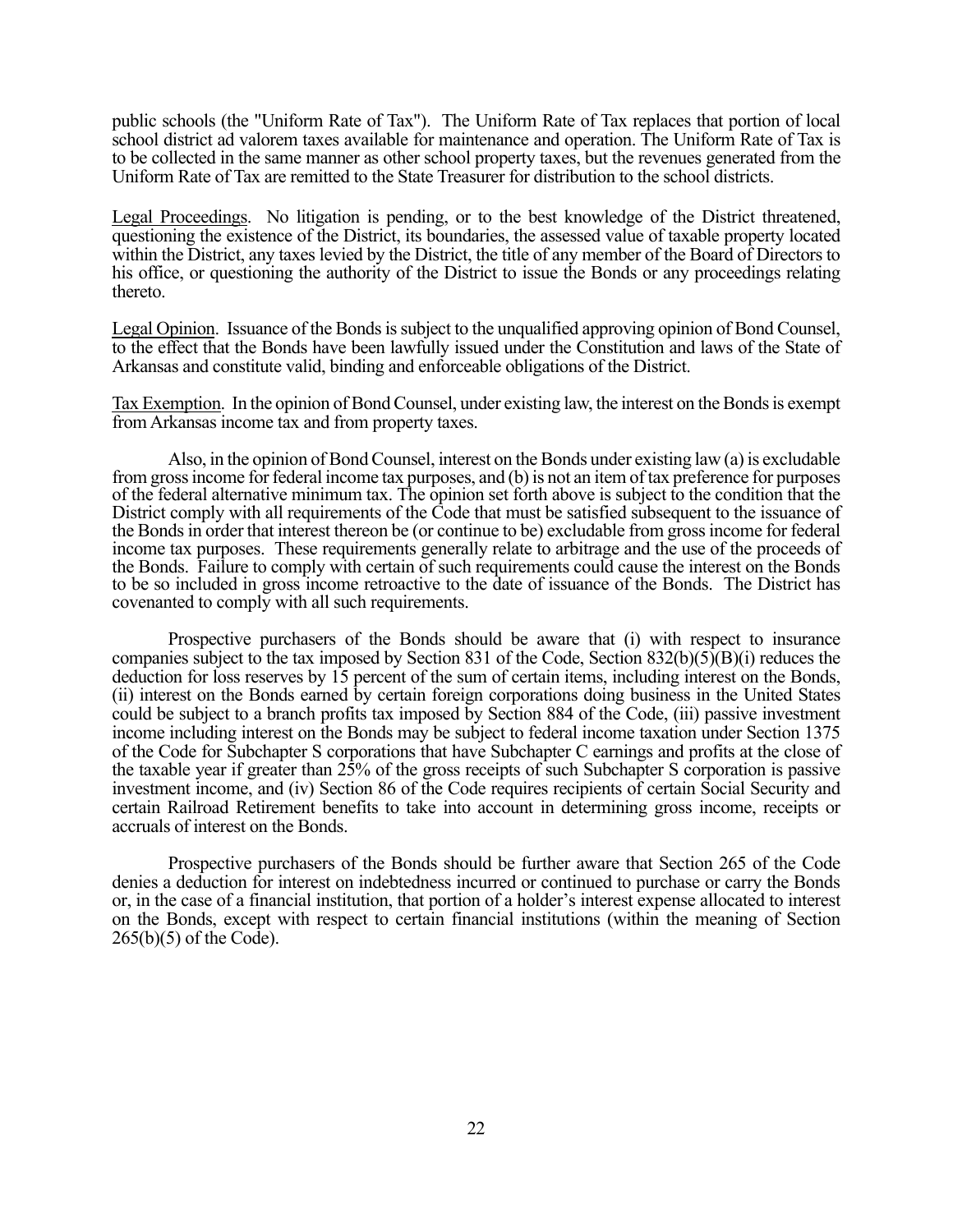public schools (the "Uniform Rate of Tax"). The Uniform Rate of Tax replaces that portion of local school district ad valorem taxes available for maintenance and operation. The Uniform Rate of Tax is to be collected in the same manner as other school property taxes, but the revenues generated from the Uniform Rate of Tax are remitted to the State Treasurer for distribution to the school districts.

Legal Proceedings. No litigation is pending, or to the best knowledge of the District threatened, questioning the existence of the District, its boundaries, the assessed value of taxable property located within the District, any taxes levied by the District, the title of any member of the Board of Directors to his office, or questioning the authority of the District to issue the Bonds or any proceedings relating thereto.

Legal Opinion. Issuance of the Bonds is subject to the unqualified approving opinion of Bond Counsel, to the effect that the Bonds have been lawfully issued under the Constitution and laws of the State of Arkansas and constitute valid, binding and enforceable obligations of the District.

Tax Exemption. In the opinion of Bond Counsel, under existing law, the interest on the Bonds is exempt from Arkansas income tax and from property taxes.

Also, in the opinion of Bond Counsel, interest on the Bonds under existing law (a) is excludable from gross income for federal income tax purposes, and (b) is not an item of tax preference for purposes of the federal alternative minimum tax. The opinion set forth above is subject to the condition that the District comply with all requirements of the Code that must be satisfied subsequent to the issuance of the Bonds in order that interest thereon be (or continue to be) excludable from gross income for federal income tax purposes. These requirements generally relate to arbitrage and the use of the proceeds of the Bonds. Failure to comply with certain of such requirements could cause the interest on the Bonds to be so included in gross income retroactive to the date of issuance of the Bonds. The District has covenanted to comply with all such requirements.

Prospective purchasers of the Bonds should be aware that (i) with respect to insurance companies subject to the tax imposed by Section 831 of the Code, Section 832(b)(5)(B)(i) reduces the deduction for loss reserves by 15 percent of the sum of certain items, including interest on the Bonds, (ii) interest on the Bonds earned by certain foreign corporations doing business in the United States could be subject to a branch profits tax imposed by Section 884 of the Code, (iii) passive investment income including interest on the Bonds may be subject to federal income taxation under Section 1375 of the Code for Subchapter S corporations that have Subchapter C earnings and profits at the close of the taxable year if greater than 25% of the gross receipts of such Subchapter S corporation is passive investment income, and (iv) Section 86 of the Code requires recipients of certain Social Security and certain Railroad Retirement benefits to take into account in determining gross income, receipts or accruals of interest on the Bonds.

Prospective purchasers of the Bonds should be further aware that Section 265 of the Code denies a deduction for interest on indebtedness incurred or continued to purchase or carry the Bonds or, in the case of a financial institution, that portion of a holder's interest expense allocated to interest on the Bonds, except with respect to certain financial institutions (within the meaning of Section 265(b)(5) of the Code).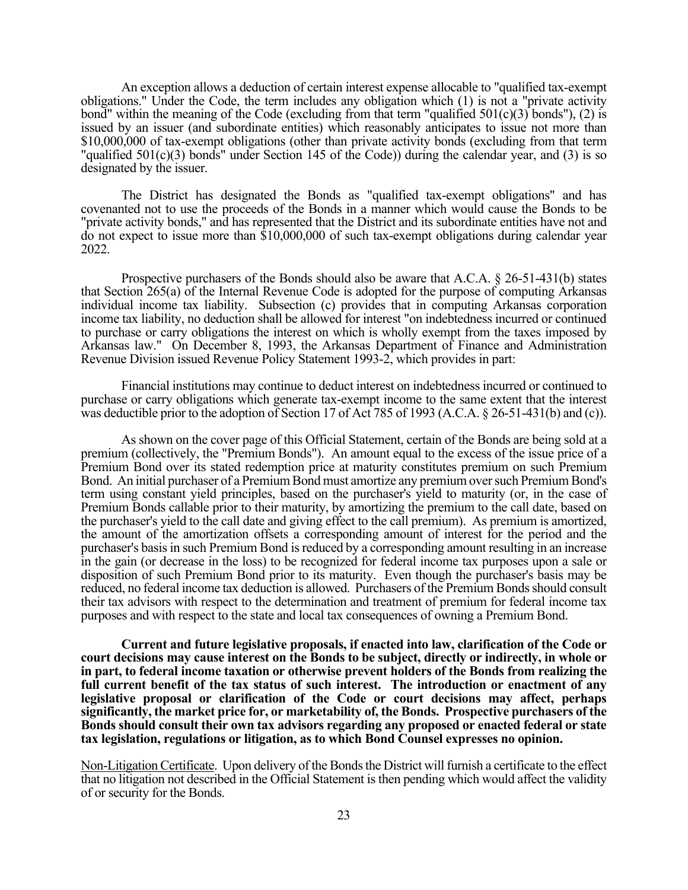An exception allows a deduction of certain interest expense allocable to "qualified tax-exempt obligations." Under the Code, the term includes any obligation which (1) is not a "private activity bond" within the meaning of the Code (excluding from that term "qualified 501(c)(3) bonds"), (2) is issued by an issuer (and subordinate entities) which reasonably anticipates to issue not more than $10,000,000 of tax-exempt obligations (other than private activity bonds (excluding from that term "qualified 501(c)(3) bonds" under Section 145 of the Code)) during the calendar year, and (3) is so designated by the issuer.

The District has designated the Bonds as "qualified tax-exempt obligations" and has covenanted not to use the proceeds of the Bonds in a manner which would cause the Bonds to be "private activity bonds," and has represented that the District and its subordinate entities have not and do not expect to issue more than $10,000,000 of such tax-exempt obligations during calendar year 2022.

Prospective purchasers of the Bonds should also be aware that A.C.A. § 26-51-431(b) states that Section 265(a) of the Internal Revenue Code is adopted for the purpose of computing Arkansas individual income tax liability. Subsection (c) provides that in computing Arkansas corporation income tax liability, no deduction shall be allowed for interest "on indebtedness incurred or continued to purchase or carry obligations the interest on which is wholly exempt from the taxes imposed by Arkansas law." On December 8, 1993, the Arkansas Department of Finance and Administration Revenue Division issued Revenue Policy Statement 1993-2, which provides in part:

Financial institutions may continue to deduct interest on indebtedness incurred or continued to purchase or carry obligations which generate tax-exempt income to the same extent that the interest was deductible prior to the adoption of Section 17 of Act 785 of 1993 (A.C.A. § 26-51-431(b) and (c)).

As shown on the cover page of this Official Statement, certain of the Bonds are being sold at a premium (collectively, the "Premium Bonds"). An amount equal to the excess of the issue price of a Premium Bond over its stated redemption price at maturity constitutes premium on such Premium Bond. An initial purchaser of a Premium Bond must amortize any premium over such Premium Bond's term using constant yield principles, based on the purchaser's yield to maturity (or, in the case of Premium Bonds callable prior to their maturity, by amortizing the premium to the call date, based on the purchaser's yield to the call date and giving effect to the call premium). As premium is amortized, the amount of the amortization offsets a corresponding amount of interest for the period and the purchaser's basis in such Premium Bond is reduced by a corresponding amount resulting in an increase in the gain (or decrease in the loss) to be recognized for federal income tax purposes upon a sale or disposition of such Premium Bond prior to its maturity. Even though the purchaser's basis may be reduced, no federal income tax deduction is allowed. Purchasers of the Premium Bonds should consult their tax advisors with respect to the determination and treatment of premium for federal income tax purposes and with respect to the state and local tax consequences of owning a Premium Bond.

**Current and future legislative proposals, if enacted into law, clarification of the Code or court decisions may cause interest on the Bonds to be subject, directly or indirectly, in whole or in part, to federal income taxation or otherwise prevent holders of the Bonds from realizing the full current benefit of the tax status of such interest. The introduction or enactment of any legislative proposal or clarification of the Code or court decisions may affect, perhaps significantly, the market price for, or marketability of, the Bonds. Prospective purchasers of the Bonds should consult their own tax advisors regarding any proposed or enacted federal or state tax legislation, regulations or litigation, as to which Bond Counsel expresses no opinion.**

Non-Litigation Certificate. Upon delivery of the Bonds the District will furnish a certificate to the effect that no litigation not described in the Official Statement is then pending which would affect the validity of or security for the Bonds.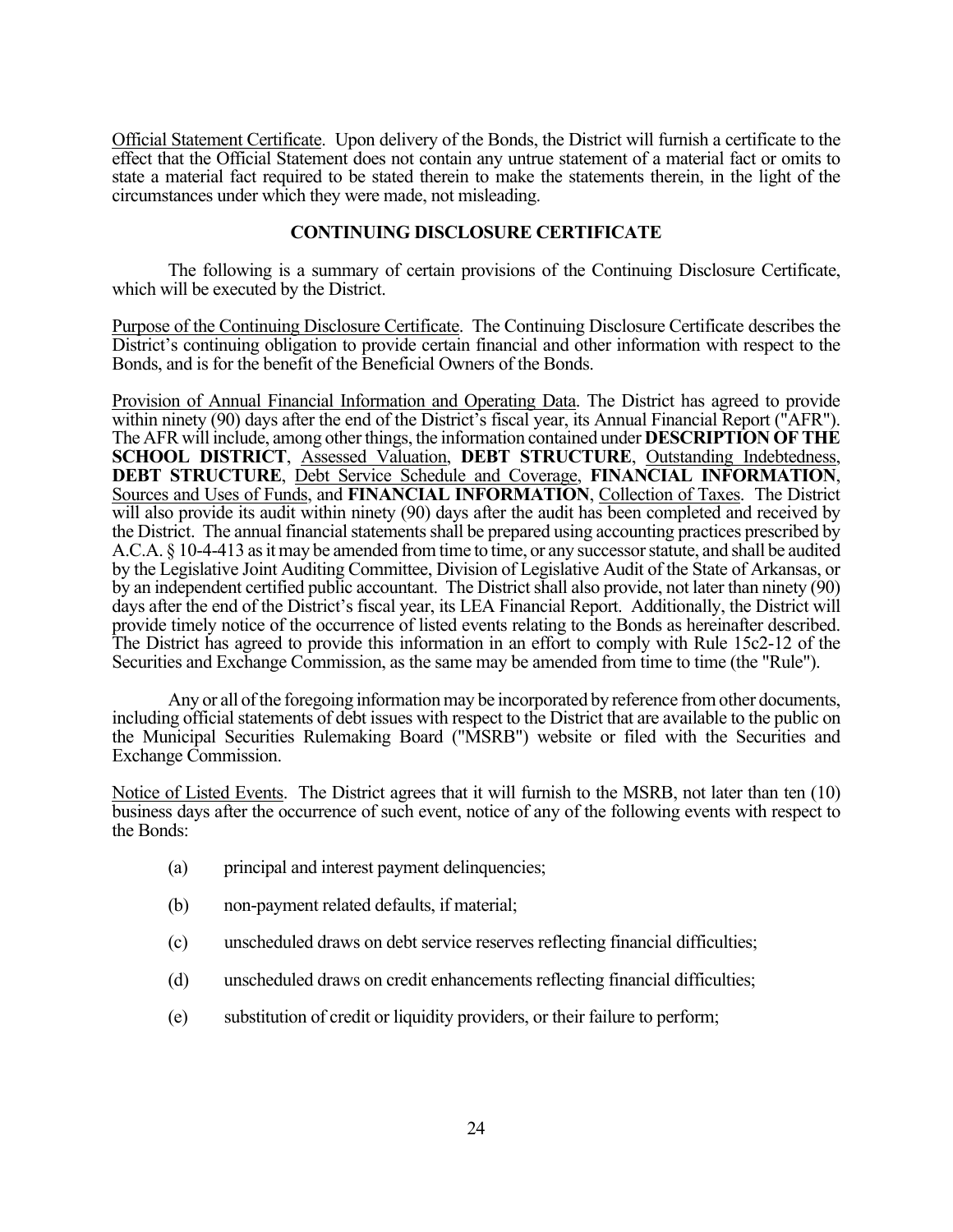<u>Official Statement Certificate</u>. Upon delivery of the Bonds, the District will furnish a certificate to the effect that the Official Statement does not contain any untrue statement of a material fact or omits to state a material fact required to be stated therein to make the statements therein, in the light of the circumstances under which they were made, not misleading.

## CONTINUING DISCLOSURE CERTIFICATE

The following is a summary of certain provisions of the Continuing Disclosure Certificate, which will be executed by the District.

<u>Purpose of the Continuing Disclosure Certificate</u>. The Continuing Disclosure Certificate describes the District's continuing obligation to provide certain financial and other information with respect to the Bonds, and is for the benefit of the Beneficial Owners of the Bonds.

<u>Provision of Annual Financial Information and Operating Data</u>. The District has agreed to provide within ninety (90) days after the end of the District's fiscal year, its Annual Financial Report ("AFR"). The AFR will include, among other things, the information contained under **DESCRIPTION OF THE SCHOOL DISTRICT**, <u>Assessed Valuation</u>, **DEBT STRUCTURE**, <u>Outstanding Indebtedness</u>, **DEBT STRUCTURE**, <u>Debt Service Schedule and Coverage</u>, **FINANCIAL INFORMATION**, <u>Sources and Uses of Funds</u>, and **FINANCIAL INFORMATION**, <u>Collection of Taxes</u>. The District will also provide its audit within ninety (90) days after the audit has been completed and received by the District. The annual financial statements shall be prepared using accounting practices prescribed by A.C.A. § 10-4-413 as it may be amended from time to time, or any successor statute, and shall be audited by the Legislative Joint Auditing Committee, Division of Legislative Audit of the State of Arkansas, or by an independent certified public accountant. The District shall also provide, not later than ninety (90) days after the end of the District's fiscal year, its LEA Financial Report. Additionally, the District will provide timely notice of the occurrence of listed events relating to the Bonds as hereinafter described. The District has agreed to provide this information in an effort to comply with Rule 15c2-12 of the Securities and Exchange Commission, as the same may be amended from time to time (the "Rule").

Any or all of the foregoing information may be incorporated by reference from other documents, including official statements of debt issues with respect to the District that are available to the public on the Municipal Securities Rulemaking Board ("MSRB") website or filed with the Securities and Exchange Commission.

<u>Notice of Listed Events</u>. The District agrees that it will furnish to the MSRB, not later than ten (10) business days after the occurrence of such event, notice of any of the following events with respect to the Bonds:

- (a) principal and interest payment delinquencies;
- (b) non-payment related defaults, if material;
- (c) unscheduled draws on debt service reserves reflecting financial difficulties;
- (d) unscheduled draws on credit enhancements reflecting financial difficulties;
- (e) substitution of credit or liquidity providers, or their failure to perform;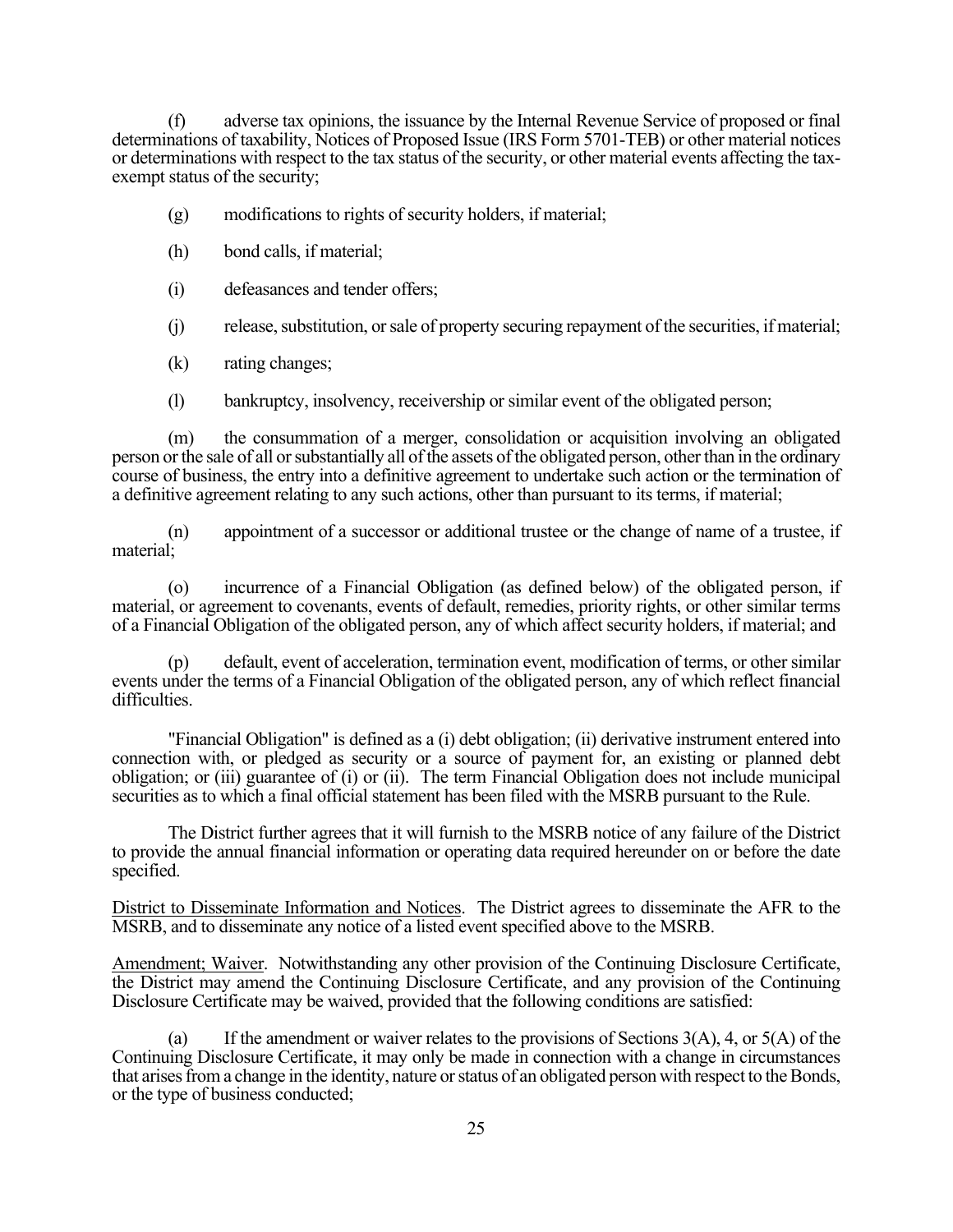(f) adverse tax opinions, the issuance by the Internal Revenue Service of proposed or final determinations of taxability, Notices of Proposed Issue (IRS Form 5701-TEB) or other material notices or determinations with respect to the tax status of the security, or other material events affecting the tax-exempt status of the security;

(g) modifications to rights of security holders, if material;

(h) bond calls, if material;

(i) defeasances and tender offers;

(j) release, substitution, or sale of property securing repayment of the securities, if material;

(k) rating changes;

(l) bankruptcy, insolvency, receivership or similar event of the obligated person;

(m) the consummation of a merger, consolidation or acquisition involving an obligated person or the sale of all or substantially all of the assets of the obligated person, other than in the ordinary course of business, the entry into a definitive agreement to undertake such action or the termination of a definitive agreement relating to any such actions, other than pursuant to its terms, if material;

(n) appointment of a successor or additional trustee or the change of name of a trustee, if material;

(o) incurrence of a Financial Obligation (as defined below) of the obligated person, if material, or agreement to covenants, events of default, remedies, priority rights, or other similar terms of a Financial Obligation of the obligated person, any of which affect security holders, if material; and

(p) default, event of acceleration, termination event, modification of terms, or other similar events under the terms of a Financial Obligation of the obligated person, any of which reflect financial difficulties.

"Financial Obligation" is defined as a (i) debt obligation; (ii) derivative instrument entered into connection with, or pledged as security or a source of payment for, an existing or planned debt obligation; or (iii) guarantee of (i) or (ii). The term Financial Obligation does not include municipal securities as to which a final official statement has been filed with the MSRB pursuant to the Rule.

The District further agrees that it will furnish to the MSRB notice of any failure of the District to provide the annual financial information or operating data required hereunder on or before the date specified.

District to Disseminate Information and Notices. The District agrees to disseminate the AFR to the MSRB, and to disseminate any notice of a listed event specified above to the MSRB.

Amendment; Waiver. Notwithstanding any other provision of the Continuing Disclosure Certificate, the District may amend the Continuing Disclosure Certificate, and any provision of the Continuing Disclosure Certificate may be waived, provided that the following conditions are satisfied:

(a) If the amendment or waiver relates to the provisions of Sections 3(A), 4, or 5(A) of the Continuing Disclosure Certificate, it may only be made in connection with a change in circumstances that arises from a change in the identity, nature or status of an obligated person with respect to the Bonds, or the type of business conducted;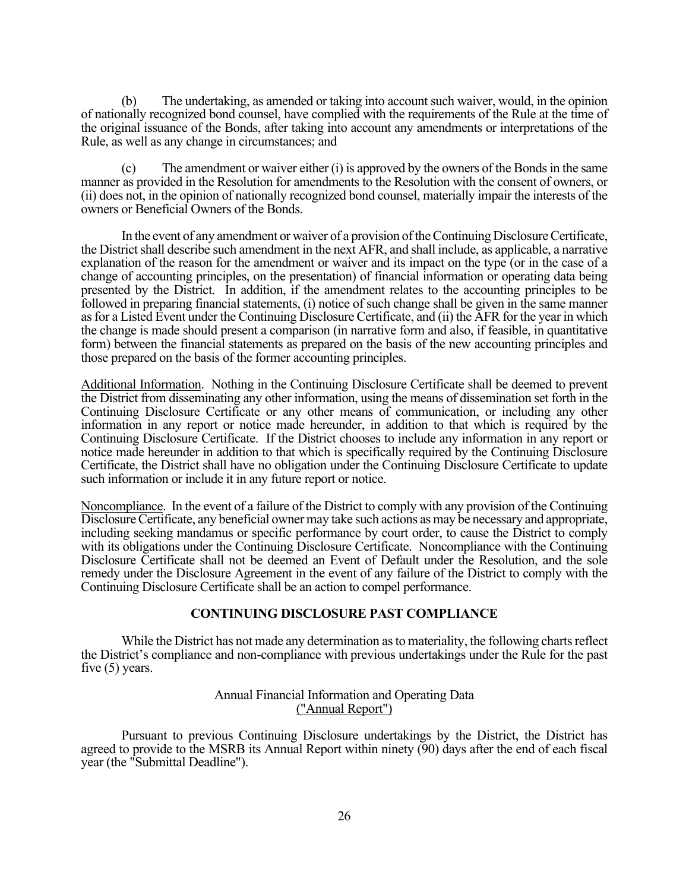(b) The undertaking, as amended or taking into account such waiver, would, in the opinion of nationally recognized bond counsel, have complied with the requirements of the Rule at the time of the original issuance of the Bonds, after taking into account any amendments or interpretations of the Rule, as well as any change in circumstances; and

(c) The amendment or waiver either (i) is approved by the owners of the Bonds in the same manner as provided in the Resolution for amendments to the Resolution with the consent of owners, or (ii) does not, in the opinion of nationally recognized bond counsel, materially impair the interests of the owners or Beneficial Owners of the Bonds.

In the event of any amendment or waiver of a provision of the Continuing Disclosure Certificate, the District shall describe such amendment in the next AFR, and shall include, as applicable, a narrative explanation of the reason for the amendment or waiver and its impact on the type (or in the case of a change of accounting principles, on the presentation) of financial information or operating data being presented by the District. In addition, if the amendment relates to the accounting principles to be followed in preparing financial statements, (i) notice of such change shall be given in the same manner as for a Listed Event under the Continuing Disclosure Certificate, and (ii) the AFR for the year in which the change is made should present a comparison (in narrative form and also, if feasible, in quantitative form) between the financial statements as prepared on the basis of the new accounting principles and those prepared on the basis of the former accounting principles.

Additional Information. Nothing in the Continuing Disclosure Certificate shall be deemed to prevent the District from disseminating any other information, using the means of dissemination set forth in the Continuing Disclosure Certificate or any other means of communication, or including any other information in any report or notice made hereunder, in addition to that which is required by the Continuing Disclosure Certificate. If the District chooses to include any information in any report or notice made hereunder in addition to that which is specifically required by the Continuing Disclosure Certificate, the District shall have no obligation under the Continuing Disclosure Certificate to update such information or include it in any future report or notice.

Noncompliance. In the event of a failure of the District to comply with any provision of the Continuing Disclosure Certificate, any beneficial owner may take such actions as may be necessary and appropriate, including seeking mandamus or specific performance by court order, to cause the District to comply with its obligations under the Continuing Disclosure Certificate. Noncompliance with the Continuing Disclosure Certificate shall not be deemed an Event of Default under the Resolution, and the sole remedy under the Disclosure Agreement in the event of any failure of the District to comply with the Continuing Disclosure Certificate shall be an action to compel performance.

## CONTINUING DISCLOSURE PAST COMPLIANCE

While the District has not made any determination as to materiality, the following charts reflect the District's compliance and non-compliance with previous undertakings under the Rule for the past five (5) years.

Annual Financial Information and Operating Data
("Annual Report")

Pursuant to previous Continuing Disclosure undertakings by the District, the District has agreed to provide to the MSRB its Annual Report within ninety (90) days after the end of each fiscal year (the "Submittal Deadline").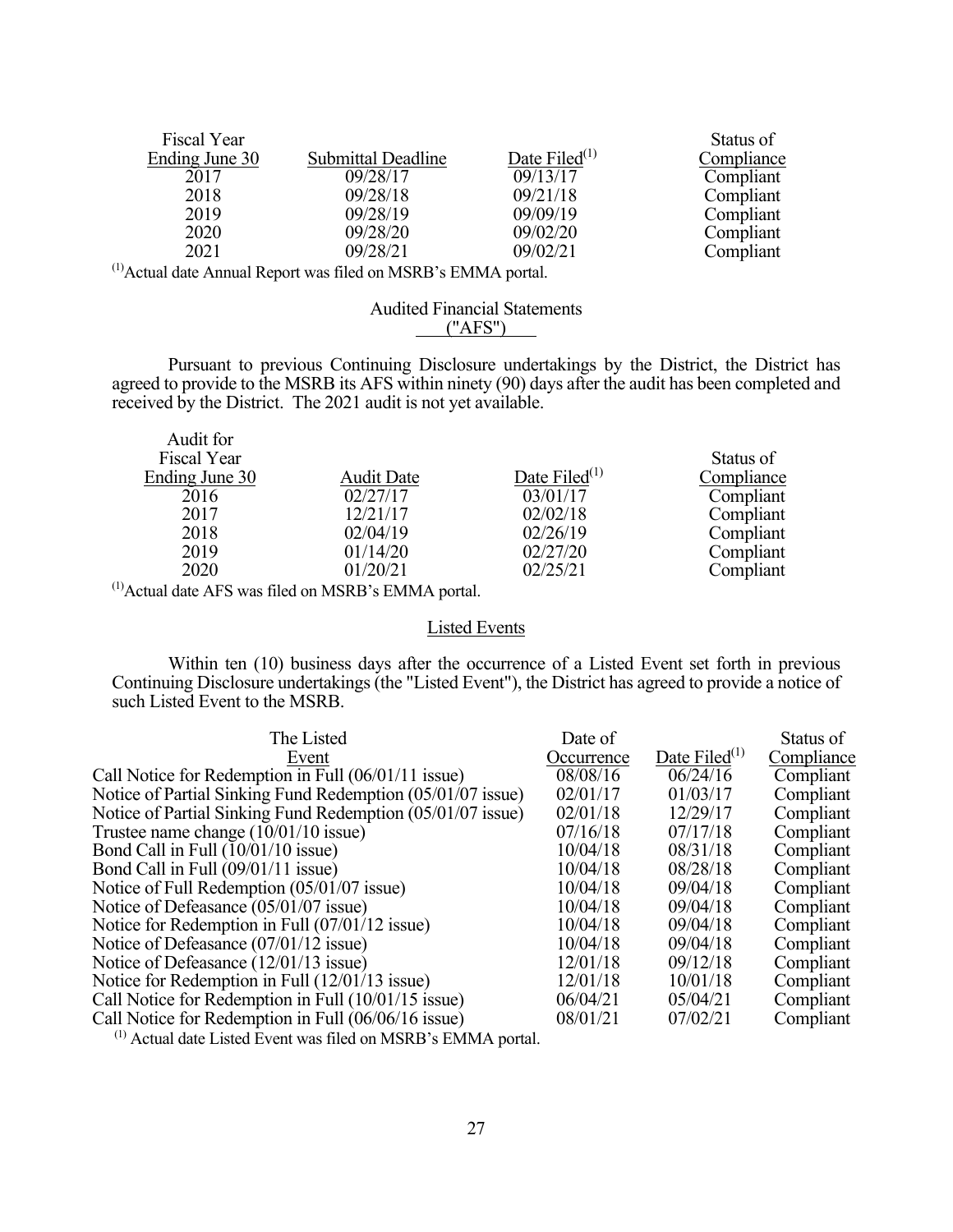| Fiscal Year Ending June 30 | Submittal Deadline | Date Filed[(1)] | Status of Compliance |
|---|---|---|---|
| 2017 | 09/28/17 | 09/13/17 | Compliant |
| 2018 | 09/28/18 | 09/21/18 | Compliant |
| 2019 | 09/28/19 | 09/09/19 | Compliant |
| 2020 | 09/28/20 | 09/02/20 | Compliant |
| 2021 | 09/28/21 | 09/02/21 | Compliant |

[(1)] Actual date Annual Report was filed on MSRB's EMMA portal.

## Audited Financial Statements ("AFS")

Pursuant to previous Continuing Disclosure undertakings by the District, the District has agreed to provide to the MSRB its AFS within ninety (90) days after the audit has been completed and received by the District. The 2021 audit is not yet available.

| Audit for Fiscal Year Ending June 30 | Audit Date | Date Filed[(1)] | Status of Compliance |
|---|---|---|---|
| 2016 | 02/27/17 | 03/01/17 | Compliant |
| 2017 | 12/21/17 | 02/02/18 | Compliant |
| 2018 | 02/04/19 | 02/26/19 | Compliant |
| 2019 | 01/14/20 | 02/27/20 | Compliant |
| 2020 | 01/20/21 | 02/25/21 | Compliant |

[(1)] Actual date AFS was filed on MSRB's EMMA portal.

## Listed Events

Within ten (10) business days after the occurrence of a Listed Event set forth in previous Continuing Disclosure undertakings (the "Listed Event"), the District has agreed to provide a notice of such Listed Event to the MSRB.

| The Listed Event | Date of Occurrence | Date Filed[(1)] | Status of Compliance |
|---|---|---|---|
| Call Notice for Redemption in Full (06/01/11 issue) | 08/08/16 | 06/24/16 | Compliant |
| Notice of Partial Sinking Fund Redemption (05/01/07 issue) | 02/01/17 | 01/03/17 | Compliant |
| Notice of Partial Sinking Fund Redemption (05/01/07 issue) | 02/01/18 | 12/29/17 | Compliant |
| Trustee name change (10/01/10 issue) | 07/16/18 | 07/17/18 | Compliant |
| Bond Call in Full (10/01/10 issue) | 10/04/18 | 08/31/18 | Compliant |
| Bond Call in Full (09/01/11 issue) | 10/04/18 | 08/28/18 | Compliant |
| Notice of Full Redemption (05/01/07 issue) | 10/04/18 | 09/04/18 | Compliant |
| Notice of Defeasance (05/01/07 issue) | 10/04/18 | 09/04/18 | Compliant |
| Notice for Redemption in Full (07/01/12 issue) | 10/04/18 | 09/04/18 | Compliant |
| Notice of Defeasance (07/01/12 issue) | 10/04/18 | 09/04/18 | Compliant |
| Notice of Defeasance (12/01/13 issue) | 12/01/18 | 09/12/18 | Compliant |
| Notice for Redemption in Full (12/01/13 issue) | 12/01/18 | 10/01/18 | Compliant |
| Call Notice for Redemption in Full (10/01/15 issue) | 06/04/21 | 05/04/21 | Compliant |
| Call Notice for Redemption in Full (06/06/16 issue) | 08/01/21 | 07/02/21 | Compliant |

[(1)] Actual date Listed Event was filed on MSRB's EMMA portal.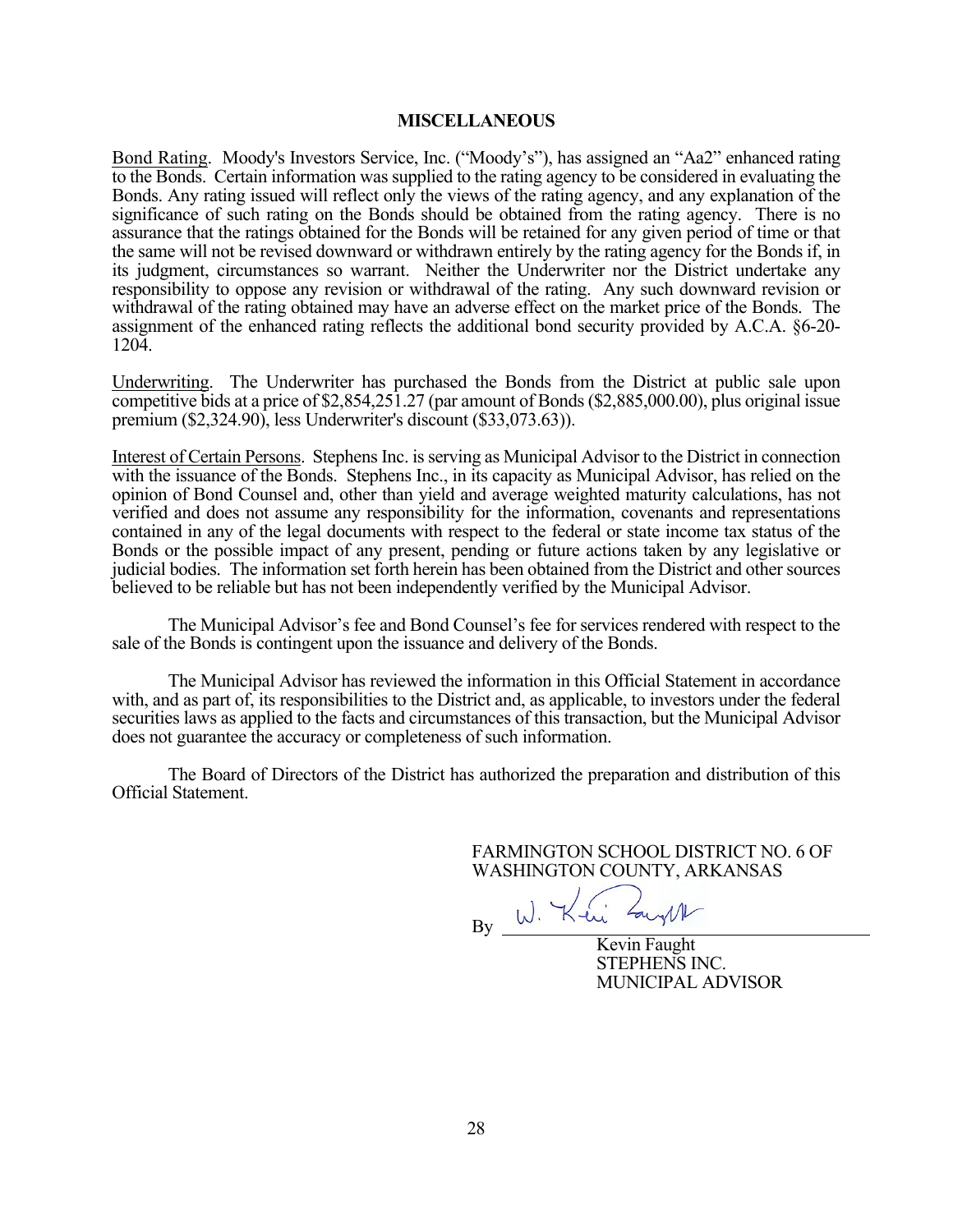## MISCELLANEOUS

Bond Rating. Moody's Investors Service, Inc. ("Moody's"), has assigned an "Aa2" enhanced rating to the Bonds. Certain information was supplied to the rating agency to be considered in evaluating the Bonds. Any rating issued will reflect only the views of the rating agency, and any explanation of the significance of such rating on the Bonds should be obtained from the rating agency. There is no assurance that the ratings obtained for the Bonds will be retained for any given period of time or that the same will not be revised downward or withdrawn entirely by the rating agency for the Bonds if, in its judgment, circumstances so warrant. Neither the Underwriter nor the District undertake any responsibility to oppose any revision or withdrawal of the rating. Any such downward revision or withdrawal of the rating obtained may have an adverse effect on the market price of the Bonds. The assignment of the enhanced rating reflects the additional bond security provided by A.C.A. §6-20-1204.

Underwriting. The Underwriter has purchased the Bonds from the District at public sale upon competitive bids at a price of $2,854,251.27 (par amount of Bonds ($2,885,000.00), plus original issue premium ($2,324.90), less Underwriter's discount ($33,073.63)).

Interest of Certain Persons. Stephens Inc. is serving as Municipal Advisor to the District in connection with the issuance of the Bonds. Stephens Inc., in its capacity as Municipal Advisor, has relied on the opinion of Bond Counsel and, other than yield and average weighted maturity calculations, has not verified and does not assume any responsibility for the information, covenants and representations contained in any of the legal documents with respect to the federal or state income tax status of the Bonds or the possible impact of any present, pending or future actions taken by any legislative or judicial bodies. The information set forth herein has been obtained from the District and other sources believed to be reliable but has not been independently verified by the Municipal Advisor.

The Municipal Advisor's fee and Bond Counsel's fee for services rendered with respect to the sale of the Bonds is contingent upon the issuance and delivery of the Bonds.

The Municipal Advisor has reviewed the information in this Official Statement in accordance with, and as part of, its responsibilities to the District and, as applicable, to investors under the federal securities laws as applied to the facts and circumstances of this transaction, but the Municipal Advisor does not guarantee the accuracy or completeness of such information.

The Board of Directors of the District has authorized the preparation and distribution of this Official Statement.

FARMINGTON SCHOOL DISTRICT NO. 6 OF
WASHINGTON COUNTY, ARKANSAS

By W. Kevin Faught

Kevin Faught
STEPHENS INC.
MUNICIPAL ADVISOR